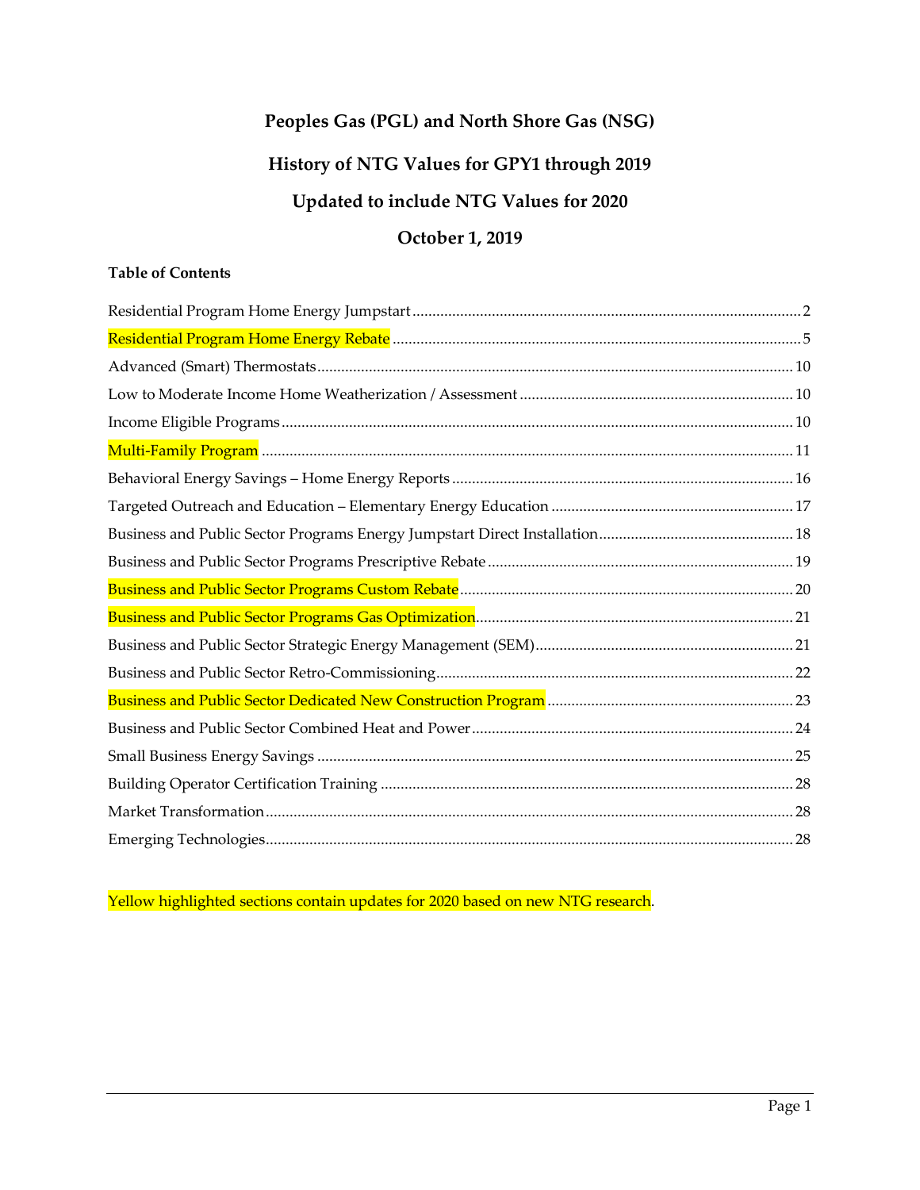# Peoples Gas (PGL) and North Shore Gas (NSG)

## History of NTG Values for GPY1 through 2019

## Updated to include NTG Values for 2020

## October 1, 2019

**Table of Contents**

| Section | Page |
| --- | --- |
| Residential Program Home Energy Jumpstart | 2 |
| Residential Program Home Energy Rebate | 5 |
| Advanced (Smart) Thermostats | 10 |
| Low to Moderate Income Home Weatherization / Assessment | 10 |
| Income Eligible Programs | 10 |
| Multi-Family Program | 11 |
| Behavioral Energy Savings – Home Energy Reports | 16 |
| Targeted Outreach and Education – Elementary Energy Education | 17 |
| Business and Public Sector Programs Energy Jumpstart Direct Installation | 18 |
| Business and Public Sector Programs Prescriptive Rebate | 19 |
| Business and Public Sector Programs Custom Rebate | 20 |
| Business and Public Sector Programs Gas Optimization | 21 |
| Business and Public Sector Strategic Energy Management (SEM) | 21 |
| Business and Public Sector Retro-Commissioning | 22 |
| Business and Public Sector Dedicated New Construction Program | 23 |
| Business and Public Sector Combined Heat and Power | 24 |
| Small Business Energy Savings | 25 |
| Building Operator Certification Training | 28 |
| Market Transformation | 28 |
| Emerging Technologies | 28 |

Yellow highlighted sections contain updates for 2020 based on new NTG research.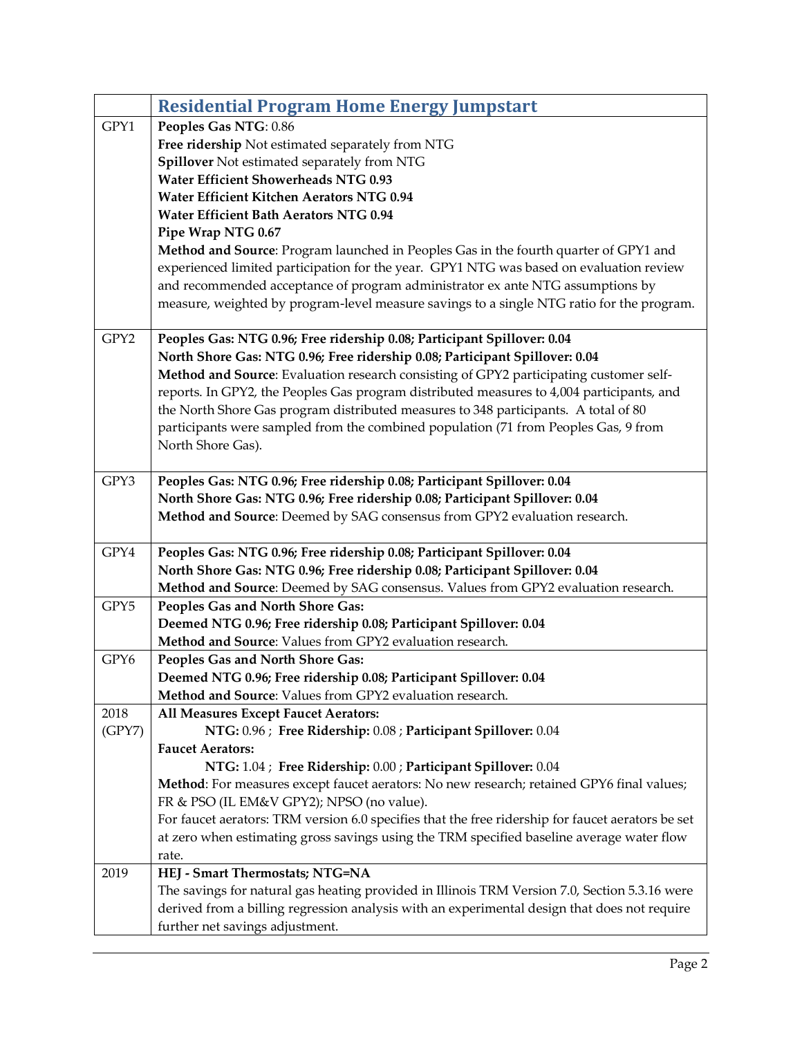| | Residential Program Home Energy Jumpstart |
|---|---|
| GPY1 | **Peoples Gas NTG**: 0.86<br>**Free ridership** Not estimated separately from NTG<br>**Spillover** Not estimated separately from NTG<br>**Water Efficient Showerheads NTG 0.93**<br>**Water Efficient Kitchen Aerators NTG 0.94**<br>**Water Efficient Bath Aerators NTG 0.94**<br>**Pipe Wrap NTG 0.67**<br>**Method and Source**: Program launched in Peoples Gas in the fourth quarter of GPY1 and experienced limited participation for the year. GPY1 NTG was based on evaluation review and recommended acceptance of program administrator ex ante NTG assumptions by measure, weighted by program-level measure savings to a single NTG ratio for the program. |
| GPY2 | **Peoples Gas: NTG 0.96; Free ridership 0.08; Participant Spillover: 0.04**<br>**North Shore Gas: NTG 0.96; Free ridership 0.08; Participant Spillover: 0.04**<br>**Method and Source**: Evaluation research consisting of GPY2 participating customer self-reports. In GPY2, the Peoples Gas program distributed measures to 4,004 participants, and the North Shore Gas program distributed measures to 348 participants. A total of 80 participants were sampled from the combined population (71 from Peoples Gas, 9 from North Shore Gas). |
| GPY3 | **Peoples Gas: NTG 0.96; Free ridership 0.08; Participant Spillover: 0.04**<br>**North Shore Gas: NTG 0.96; Free ridership 0.08; Participant Spillover: 0.04**<br>**Method and Source**: Deemed by SAG consensus from GPY2 evaluation research. |
| GPY4 | **Peoples Gas: NTG 0.96; Free ridership 0.08; Participant Spillover: 0.04**<br>**North Shore Gas: NTG 0.96; Free ridership 0.08; Participant Spillover: 0.04**<br>**Method and Source**: Deemed by SAG consensus. Values from GPY2 evaluation research. |
| GPY5 | **Peoples Gas and North Shore Gas:**<br>**Deemed NTG 0.96; Free ridership 0.08; Participant Spillover: 0.04**<br>**Method and Source**: Values from GPY2 evaluation research. |
| GPY6 | **Peoples Gas and North Shore Gas:**<br>**Deemed NTG 0.96; Free ridership 0.08; Participant Spillover: 0.04**<br>**Method and Source**: Values from GPY2 evaluation research. |
| 2018 (GPY7) | **All Measures Except Faucet Aerators:**<br>**NTG:** 0.96 ; **Free Ridership:** 0.08 ; **Participant Spillover:** 0.04<br>**Faucet Aerators:**<br>**NTG:** 1.04 ; **Free Ridership:** 0.00 ; **Participant Spillover:** 0.04<br>**Method**: For measures except faucet aerators: No new research; retained GPY6 final values; FR & PSO (IL EM&V GPY2); NPSO (no value).<br>For faucet aerators: TRM version 6.0 specifies that the free ridership for faucet aerators be set at zero when estimating gross savings using the TRM specified baseline average water flow rate. |
| 2019 | **HEJ - Smart Thermostats; NTG=NA**<br>The savings for natural gas heating provided in Illinois TRM Version 7.0, Section 5.3.16 were derived from a billing regression analysis with an experimental design that does not require further net savings adjustment. |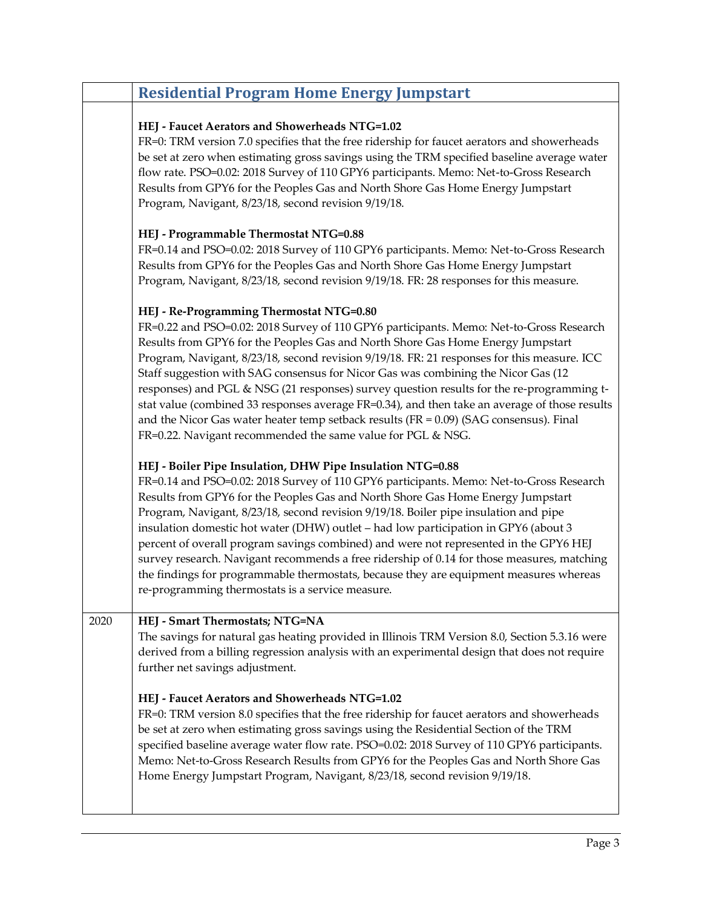| | Residential Program Home Energy Jumpstart |
|---|---|
| | **HEJ - Faucet Aerators and Showerheads NTG=1.02**<br>FR=0: TRM version 7.0 specifies that the free ridership for faucet aerators and showerheads be set at zero when estimating gross savings using the TRM specified baseline average water flow rate. PSO=0.02: 2018 Survey of 110 GPY6 participants. Memo: Net-to-Gross Research Results from GPY6 for the Peoples Gas and North Shore Gas Home Energy Jumpstart Program, Navigant, 8/23/18, second revision 9/19/18.<br><br>**HEJ - Programmable Thermostat NTG=0.88**<br>FR=0.14 and PSO=0.02: 2018 Survey of 110 GPY6 participants. Memo: Net-to-Gross Research Results from GPY6 for the Peoples Gas and North Shore Gas Home Energy Jumpstart Program, Navigant, 8/23/18, second revision 9/19/18. FR: 28 responses for this measure.<br><br>**HEJ - Re-Programming Thermostat NTG=0.80**<br>FR=0.22 and PSO=0.02: 2018 Survey of 110 GPY6 participants. Memo: Net-to-Gross Research Results from GPY6 for the Peoples Gas and North Shore Gas Home Energy Jumpstart Program, Navigant, 8/23/18, second revision 9/19/18. FR: 21 responses for this measure. ICC Staff suggestion with SAG consensus for Nicor Gas was combining the Nicor Gas (12 responses) and PGL & NSG (21 responses) survey question results for the re-programming t-stat value (combined 33 responses average FR=0.34), and then take an average of those results and the Nicor Gas water heater temp setback results (FR = 0.09) (SAG consensus). Final FR=0.22. Navigant recommended the same value for PGL & NSG.<br><br>**HEJ - Boiler Pipe Insulation, DHW Pipe Insulation NTG=0.88**<br>FR=0.14 and PSO=0.02: 2018 Survey of 110 GPY6 participants. Memo: Net-to-Gross Research Results from GPY6 for the Peoples Gas and North Shore Gas Home Energy Jumpstart Program, Navigant, 8/23/18, second revision 9/19/18. Boiler pipe insulation and pipe insulation domestic hot water (DHW) outlet – had low participation in GPY6 (about 3 percent of overall program savings combined) and were not represented in the GPY6 HEJ survey research. Navigant recommends a free ridership of 0.14 for those measures, matching the findings for programmable thermostats, because they are equipment measures whereas re-programming thermostats is a service measure. |
| 2020 | **HEJ - Smart Thermostats; NTG=NA**<br>The savings for natural gas heating provided in Illinois TRM Version 8.0, Section 5.3.16 were derived from a billing regression analysis with an experimental design that does not require further net savings adjustment.<br><br>**HEJ - Faucet Aerators and Showerheads NTG=1.02**<br>FR=0: TRM version 8.0 specifies that the free ridership for faucet aerators and showerheads be set at zero when estimating gross savings using the Residential Section of the TRM specified baseline average water flow rate. PSO=0.02: 2018 Survey of 110 GPY6 participants. Memo: Net-to-Gross Research Results from GPY6 for the Peoples Gas and North Shore Gas Home Energy Jumpstart Program, Navigant, 8/23/18, second revision 9/19/18. |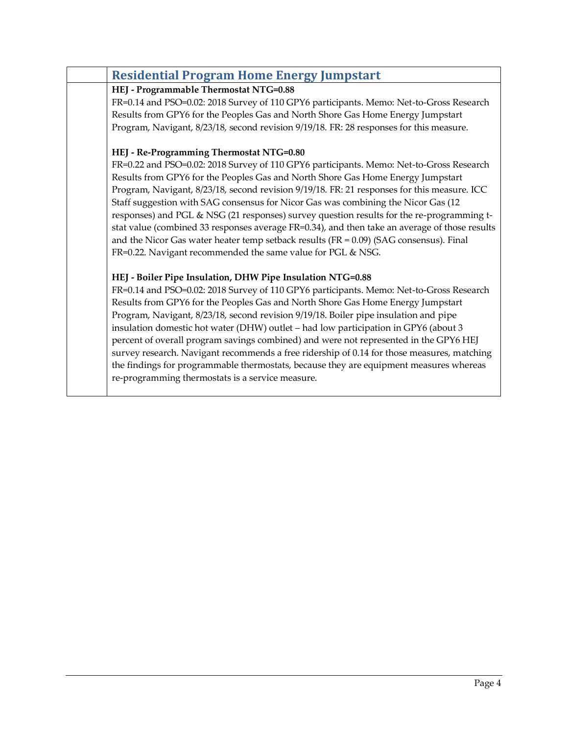| | Residential Program Home Energy Jumpstart |
|---|---|
| | **HEJ - Programmable Thermostat NTG=0.88**<br>FR=0.14 and PSO=0.02: 2018 Survey of 110 GPY6 participants. Memo: Net-to-Gross Research Results from GPY6 for the Peoples Gas and North Shore Gas Home Energy Jumpstart Program, Navigant, 8/23/18, second revision 9/19/18. FR: 28 responses for this measure.<br><br>**HEJ - Re-Programming Thermostat NTG=0.80**<br>FR=0.22 and PSO=0.02: 2018 Survey of 110 GPY6 participants. Memo: Net-to-Gross Research Results from GPY6 for the Peoples Gas and North Shore Gas Home Energy Jumpstart Program, Navigant, 8/23/18, second revision 9/19/18. FR: 21 responses for this measure. ICC Staff suggestion with SAG consensus for Nicor Gas was combining the Nicor Gas (12 responses) and PGL & NSG (21 responses) survey question results for the re-programming t-stat value (combined 33 responses average FR=0.34), and then take an average of those results and the Nicor Gas water heater temp setback results (FR = 0.09) (SAG consensus). Final FR=0.22. Navigant recommended the same value for PGL & NSG.<br><br>**HEJ - Boiler Pipe Insulation, DHW Pipe Insulation NTG=0.88**<br>FR=0.14 and PSO=0.02: 2018 Survey of 110 GPY6 participants. Memo: Net-to-Gross Research Results from GPY6 for the Peoples Gas and North Shore Gas Home Energy Jumpstart Program, Navigant, 8/23/18, second revision 9/19/18. Boiler pipe insulation and pipe insulation domestic hot water (DHW) outlet – had low participation in GPY6 (about 3 percent of overall program savings combined) and were not represented in the GPY6 HEJ survey research. Navigant recommends a free ridership of 0.14 for those measures, matching the findings for programmable thermostats, because they are equipment measures whereas re-programming thermostats is a service measure. |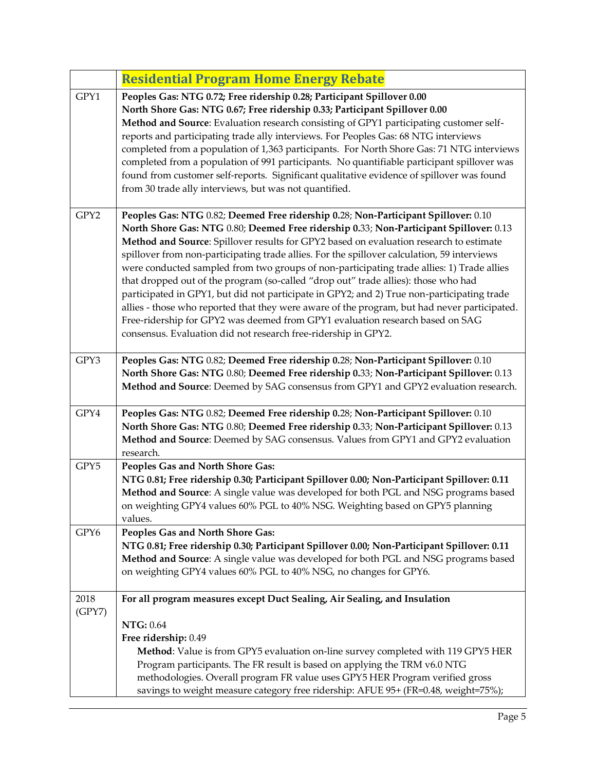| | Residential Program Home Energy Rebate |
|---|---|
| GPY1 | **Peoples Gas: NTG 0.72; Free ridership 0.28; Participant Spillover 0.00**<br>**North Shore Gas: NTG 0.67; Free ridership 0.33; Participant Spillover 0.00**<br>**Method and Source**: Evaluation research consisting of GPY1 participating customer self-reports and participating trade ally interviews. For Peoples Gas: 68 NTG interviews completed from a population of 1,363 participants. For North Shore Gas: 71 NTG interviews completed from a population of 991 participants. No quantifiable participant spillover was found from customer self-reports. Significant qualitative evidence of spillover was found from 30 trade ally interviews, but was not quantified. |
| GPY2 | **Peoples Gas: NTG** 0.82; **Deemed Free ridership 0.**28; **Non-Participant Spillover:** 0.10<br>**North Shore Gas: NTG** 0.80; **Deemed Free ridership 0.**33; **Non-Participant Spillover:** 0.13<br>**Method and Source**: Spillover results for GPY2 based on evaluation research to estimate spillover from non-participating trade allies. For the spillover calculation, 59 interviews were conducted sampled from two groups of non-participating trade allies: 1) Trade allies that dropped out of the program (so-called "drop out" trade allies): those who had participated in GPY1, but did not participate in GPY2; and 2) True non-participating trade allies - those who reported that they were aware of the program, but had never participated. Free-ridership for GPY2 was deemed from GPY1 evaluation research based on SAG consensus. Evaluation did not research free-ridership in GPY2. |
| GPY3 | **Peoples Gas: NTG** 0.82; **Deemed Free ridership 0.**28; **Non-Participant Spillover:** 0.10<br>**North Shore Gas: NTG** 0.80; **Deemed Free ridership 0.**33; **Non-Participant Spillover:** 0.13<br>**Method and Source**: Deemed by SAG consensus from GPY1 and GPY2 evaluation research. |
| GPY4 | **Peoples Gas: NTG** 0.82; **Deemed Free ridership 0.**28; **Non-Participant Spillover:** 0.10<br>**North Shore Gas: NTG** 0.80; **Deemed Free ridership 0.**33; **Non-Participant Spillover:** 0.13<br>**Method and Source**: Deemed by SAG consensus. Values from GPY1 and GPY2 evaluation research. |
| GPY5 | **Peoples Gas and North Shore Gas:**<br>**NTG 0.81; Free ridership 0.30; Participant Spillover 0.00; Non-Participant Spillover: 0.11**<br>**Method and Source**: A single value was developed for both PGL and NSG programs based on weighting GPY4 values 60% PGL to 40% NSG. Weighting based on GPY5 planning values. |
| GPY6 | **Peoples Gas and North Shore Gas:**<br>**NTG 0.81; Free ridership 0.30; Participant Spillover 0.00; Non-Participant Spillover: 0.11**<br>**Method and Source**: A single value was developed for both PGL and NSG programs based on weighting GPY4 values 60% PGL to 40% NSG, no changes for GPY6. |
| 2018 (GPY7) | **For all program measures except Duct Sealing, Air Sealing, and Insulation**<br><br>**NTG:** 0.64<br>**Free ridership:** 0.49<br>**Method**: Value is from GPY5 evaluation on-line survey completed with 119 GPY5 HER Program participants. The FR result is based on applying the TRM v6.0 NTG methodologies. Overall program FR value uses GPY5 HER Program verified gross savings to weight measure category free ridership: AFUE 95+ (FR=0.48, weight=75%); |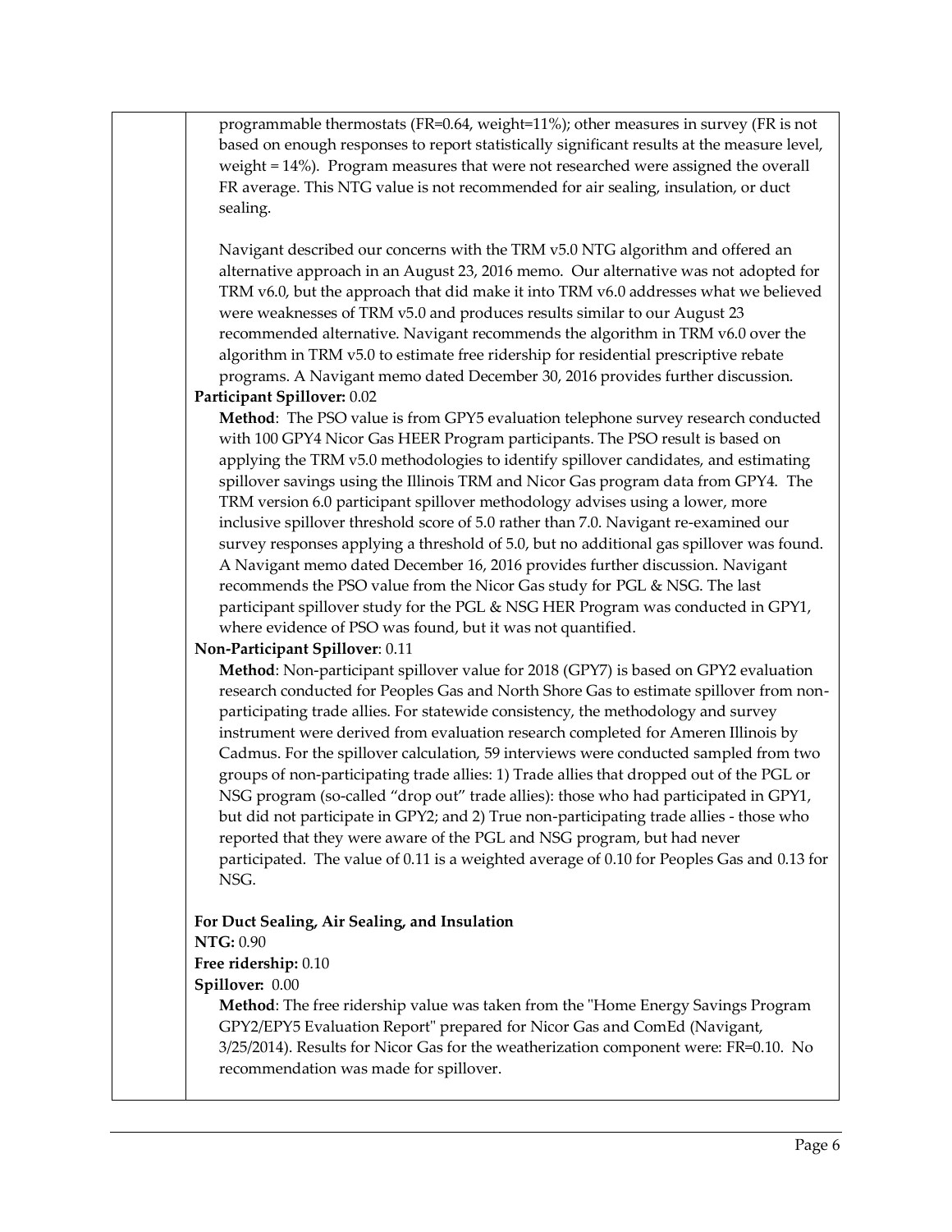programmable thermostats (FR=0.64, weight=11%); other measures in survey (FR is not based on enough responses to report statistically significant results at the measure level, weight = 14%). Program measures that were not researched were assigned the overall FR average. This NTG value is not recommended for air sealing, insulation, or duct sealing.

Navigant described our concerns with the TRM v5.0 NTG algorithm and offered an alternative approach in an August 23, 2016 memo. Our alternative was not adopted for TRM v6.0, but the approach that did make it into TRM v6.0 addresses what we believed were weaknesses of TRM v5.0 and produces results similar to our August 23 recommended alternative. Navigant recommends the algorithm in TRM v6.0 over the algorithm in TRM v5.0 to estimate free ridership for residential prescriptive rebate programs. A Navigant memo dated December 30, 2016 provides further discussion.

**Participant Spillover:** 0.02

**Method**: The PSO value is from GPY5 evaluation telephone survey research conducted with 100 GPY4 Nicor Gas HEER Program participants. The PSO result is based on applying the TRM v5.0 methodologies to identify spillover candidates, and estimating spillover savings using the Illinois TRM and Nicor Gas program data from GPY4. The TRM version 6.0 participant spillover methodology advises using a lower, more inclusive spillover threshold score of 5.0 rather than 7.0. Navigant re-examined our survey responses applying a threshold of 5.0, but no additional gas spillover was found. A Navigant memo dated December 16, 2016 provides further discussion. Navigant recommends the PSO value from the Nicor Gas study for PGL & NSG. The last participant spillover study for the PGL & NSG HER Program was conducted in GPY1, where evidence of PSO was found, but it was not quantified.

**Non-Participant Spillover**: 0.11

**Method**: Non-participant spillover value for 2018 (GPY7) is based on GPY2 evaluation research conducted for Peoples Gas and North Shore Gas to estimate spillover from non-participating trade allies. For statewide consistency, the methodology and survey instrument were derived from evaluation research completed for Ameren Illinois by Cadmus. For the spillover calculation, 59 interviews were conducted sampled from two groups of non-participating trade allies: 1) Trade allies that dropped out of the PGL or NSG program (so-called "drop out" trade allies): those who had participated in GPY1, but did not participate in GPY2; and 2) True non-participating trade allies - those who reported that they were aware of the PGL and NSG program, but had never participated. The value of 0.11 is a weighted average of 0.10 for Peoples Gas and 0.13 for NSG.

**For Duct Sealing, Air Sealing, and Insulation**

**NTG:** 0.90

**Free ridership:** 0.10

**Spillover:** 0.00

**Method**: The free ridership value was taken from the "Home Energy Savings Program GPY2/EPY5 Evaluation Report" prepared for Nicor Gas and ComEd (Navigant, 3/25/2014). Results for Nicor Gas for the weatherization component were: FR=0.10. No recommendation was made for spillover.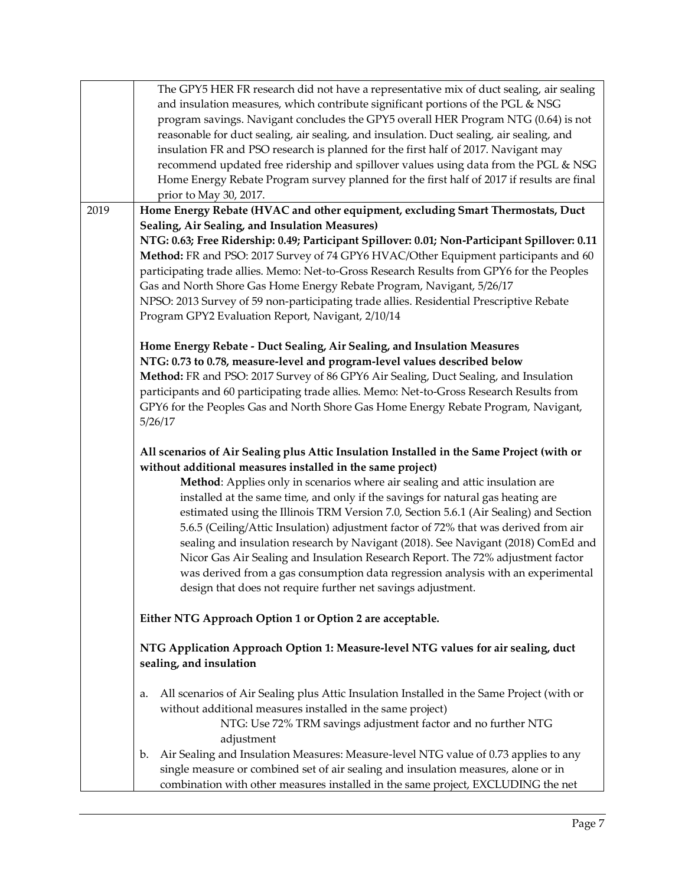| | |
|---|---|
| | The GPY5 HER FR research did not have a representative mix of duct sealing, air sealing and insulation measures, which contribute significant portions of the PGL & NSG program savings. Navigant concludes the GPY5 overall HER Program NTG (0.64) is not reasonable for duct sealing, air sealing, and insulation. Duct sealing, air sealing, and insulation FR and PSO research is planned for the first half of 2017. Navigant may recommend updated free ridership and spillover values using data from the PGL & NSG Home Energy Rebate Program survey planned for the first half of 2017 if results are final prior to May 30, 2017. |
| 2019 | **Home Energy Rebate (HVAC and other equipment, excluding Smart Thermostats, Duct Sealing, Air Sealing, and Insulation Measures)**<br>**NTG: 0.63; Free Ridership: 0.49; Participant Spillover: 0.01; Non-Participant Spillover: 0.11**<br>**Method:** FR and PSO: 2017 Survey of 74 GPY6 HVAC/Other Equipment participants and 60 participating trade allies. Memo: Net-to-Gross Research Results from GPY6 for the Peoples Gas and North Shore Gas Home Energy Rebate Program, Navigant, 5/26/17<br>NPSO: 2013 Survey of 59 non-participating trade allies. Residential Prescriptive Rebate Program GPY2 Evaluation Report, Navigant, 2/10/14<br><br>**Home Energy Rebate - Duct Sealing, Air Sealing, and Insulation Measures**<br>**NTG: 0.73 to 0.78, measure-level and program-level values described below**<br>**Method:** FR and PSO: 2017 Survey of 86 GPY6 Air Sealing, Duct Sealing, and Insulation participants and 60 participating trade allies. Memo: Net-to-Gross Research Results from GPY6 for the Peoples Gas and North Shore Gas Home Energy Rebate Program, Navigant, 5/26/17<br><br>**All scenarios of Air Sealing plus Attic Insulation Installed in the Same Project (with or without additional measures installed in the same project)**<br>**Method**: Applies only in scenarios where air sealing and attic insulation are installed at the same time, and only if the savings for natural gas heating are estimated using the Illinois TRM Version 7.0, Section 5.6.1 (Air Sealing) and Section 5.6.5 (Ceiling/Attic Insulation) adjustment factor of 72% that was derived from air sealing and insulation research by Navigant (2018). See Navigant (2018) ComEd and Nicor Gas Air Sealing and Insulation Research Report. The 72% adjustment factor was derived from a gas consumption data regression analysis with an experimental design that does not require further net savings adjustment.<br><br>**Either NTG Approach Option 1 or Option 2 are acceptable.**<br><br>**NTG Application Approach Option 1: Measure-level NTG values for air sealing, duct sealing, and insulation**<br><br>a. All scenarios of Air Sealing plus Attic Insulation Installed in the Same Project (with or without additional measures installed in the same project)<br>NTG: Use 72% TRM savings adjustment factor and no further NTG adjustment<br>b. Air Sealing and Insulation Measures: Measure-level NTG value of 0.73 applies to any single measure or combined set of air sealing and insulation measures, alone or in combination with other measures installed in the same project, EXCLUDING the net |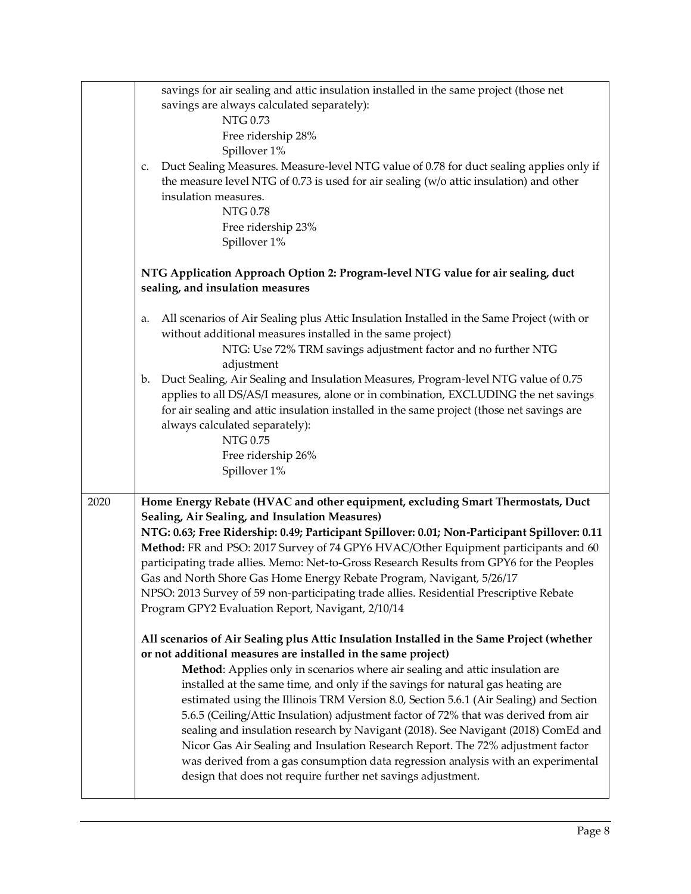| | |
|---|---|
| | savings for air sealing and attic insulation installed in the same project (those net savings are always calculated separately):<br>NTG 0.73<br>Free ridership 28%<br>Spillover 1%<br>c. Duct Sealing Measures. Measure-level NTG value of 0.78 for duct sealing applies only if the measure level NTG of 0.73 is used for air sealing (w/o attic insulation) and other insulation measures.<br>NTG 0.78<br>Free ridership 23%<br>Spillover 1%<br><br>**NTG Application Approach Option 2: Program-level NTG value for air sealing, duct sealing, and insulation measures**<br><br>a. All scenarios of Air Sealing plus Attic Insulation Installed in the Same Project (with or without additional measures installed in the same project)<br>NTG: Use 72% TRM savings adjustment factor and no further NTG adjustment<br>b. Duct Sealing, Air Sealing and Insulation Measures, Program-level NTG value of 0.75 applies to all DS/AS/I measures, alone or in combination, EXCLUDING the net savings for air sealing and attic insulation installed in the same project (those net savings are always calculated separately):<br>NTG 0.75<br>Free ridership 26%<br>Spillover 1% |
| 2020 | **Home Energy Rebate (HVAC and other equipment, excluding Smart Thermostats, Duct Sealing, Air Sealing, and Insulation Measures)**<br>**NTG: 0.63; Free Ridership: 0.49; Participant Spillover: 0.01; Non-Participant Spillover: 0.11**<br>**Method:** FR and PSO: 2017 Survey of 74 GPY6 HVAC/Other Equipment participants and 60 participating trade allies. Memo: Net-to-Gross Research Results from GPY6 for the Peoples Gas and North Shore Gas Home Energy Rebate Program, Navigant, 5/26/17<br>NPSO: 2013 Survey of 59 non-participating trade allies. Residential Prescriptive Rebate Program GPY2 Evaluation Report, Navigant, 2/10/14<br><br>**All scenarios of Air Sealing plus Attic Insulation Installed in the Same Project (whether or not additional measures are installed in the same project)**<br>**Method**: Applies only in scenarios where air sealing and attic insulation are installed at the same time, and only if the savings for natural gas heating are estimated using the Illinois TRM Version 8.0, Section 5.6.1 (Air Sealing) and Section 5.6.5 (Ceiling/Attic Insulation) adjustment factor of 72% that was derived from air sealing and insulation research by Navigant (2018). See Navigant (2018) ComEd and Nicor Gas Air Sealing and Insulation Research Report. The 72% adjustment factor was derived from a gas consumption data regression analysis with an experimental design that does not require further net savings adjustment. |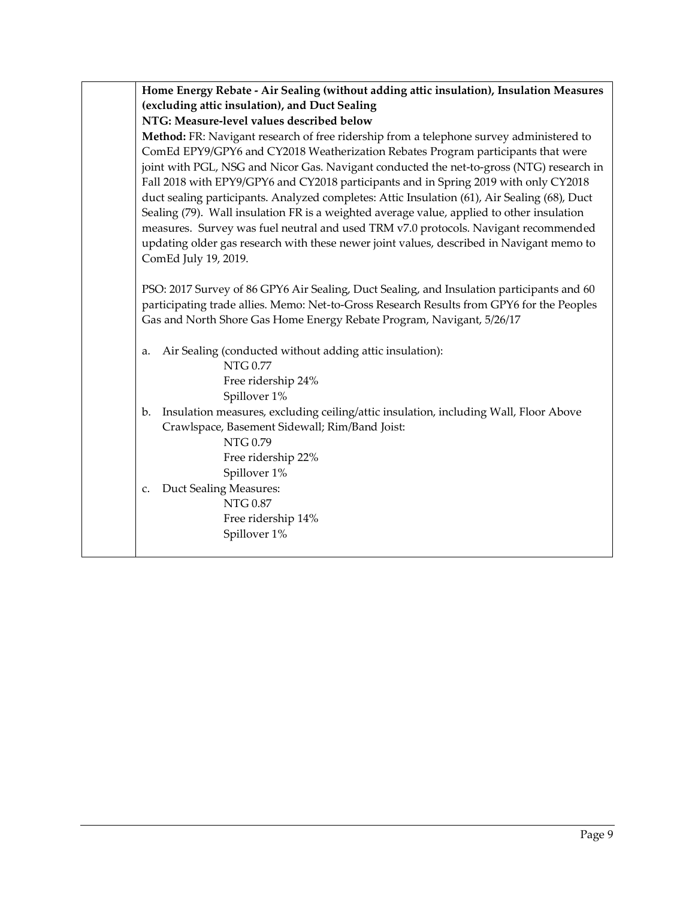**Home Energy Rebate - Air Sealing (without adding attic insulation), Insulation Measures (excluding attic insulation), and Duct Sealing**

**NTG: Measure-level values described below**

**Method:** FR: Navigant research of free ridership from a telephone survey administered to ComEd EPY9/GPY6 and CY2018 Weatherization Rebates Program participants that were joint with PGL, NSG and Nicor Gas. Navigant conducted the net-to-gross (NTG) research in Fall 2018 with EPY9/GPY6 and CY2018 participants and in Spring 2019 with only CY2018 duct sealing participants. Analyzed completes: Attic Insulation (61), Air Sealing (68), Duct Sealing (79). Wall insulation FR is a weighted average value, applied to other insulation measures. Survey was fuel neutral and used TRM v7.0 protocols. Navigant recommended updating older gas research with these newer joint values, described in Navigant memo to ComEd July 19, 2019.

PSO: 2017 Survey of 86 GPY6 Air Sealing, Duct Sealing, and Insulation participants and 60 participating trade allies. Memo: Net-to-Gross Research Results from GPY6 for the Peoples Gas and North Shore Gas Home Energy Rebate Program, Navigant, 5/26/17

a. Air Sealing (conducted without adding attic insulation):
   - NTG 0.77
   - Free ridership 24%
   - Spillover 1%
b. Insulation measures, excluding ceiling/attic insulation, including Wall, Floor Above Crawlspace, Basement Sidewall; Rim/Band Joist:
   - NTG 0.79
   - Free ridership 22%
   - Spillover 1%
c. Duct Sealing Measures:
   - NTG 0.87
   - Free ridership 14%
   - Spillover 1%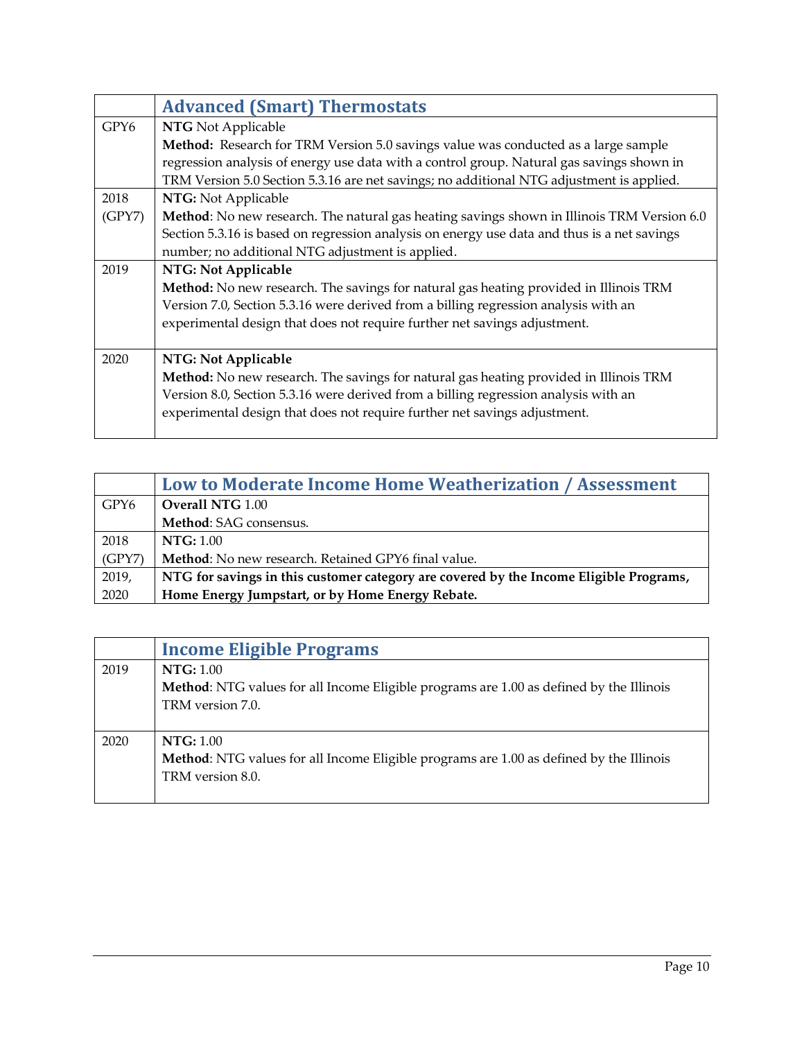| | Advanced (Smart) Thermostats |
|---|---|
| GPY6 | **NTG** Not Applicable<br>**Method:** Research for TRM Version 5.0 savings value was conducted as a large sample regression analysis of energy use data with a control group. Natural gas savings shown in TRM Version 5.0 Section 5.3.16 are net savings; no additional NTG adjustment is applied. |
| 2018 (GPY7) | **NTG:** Not Applicable<br>**Method**: No new research. The natural gas heating savings shown in Illinois TRM Version 6.0 Section 5.3.16 is based on regression analysis on energy use data and thus is a net savings number; no additional NTG adjustment is applied. |
| 2019 | **NTG: Not Applicable**<br>**Method:** No new research. The savings for natural gas heating provided in Illinois TRM Version 7.0, Section 5.3.16 were derived from a billing regression analysis with an experimental design that does not require further net savings adjustment. |
| 2020 | **NTG: Not Applicable**<br>**Method:** No new research. The savings for natural gas heating provided in Illinois TRM Version 8.0, Section 5.3.16 were derived from a billing regression analysis with an experimental design that does not require further net savings adjustment. |

| | Low to Moderate Income Home Weatherization / Assessment |
|---|---|
| GPY6 | **Overall NTG** 1.00<br>**Method**: SAG consensus. |
| 2018 (GPY7) | **NTG:** 1.00<br>**Method**: No new research. Retained GPY6 final value. |
| 2019, 2020 | **NTG for savings in this customer category are covered by the Income Eligible Programs, Home Energy Jumpstart, or by Home Energy Rebate.** |

| | Income Eligible Programs |
|---|---|
| 2019 | **NTG:** 1.00<br>**Method**: NTG values for all Income Eligible programs are 1.00 as defined by the Illinois TRM version 7.0. |
| 2020 | **NTG:** 1.00<br>**Method**: NTG values for all Income Eligible programs are 1.00 as defined by the Illinois TRM version 8.0. |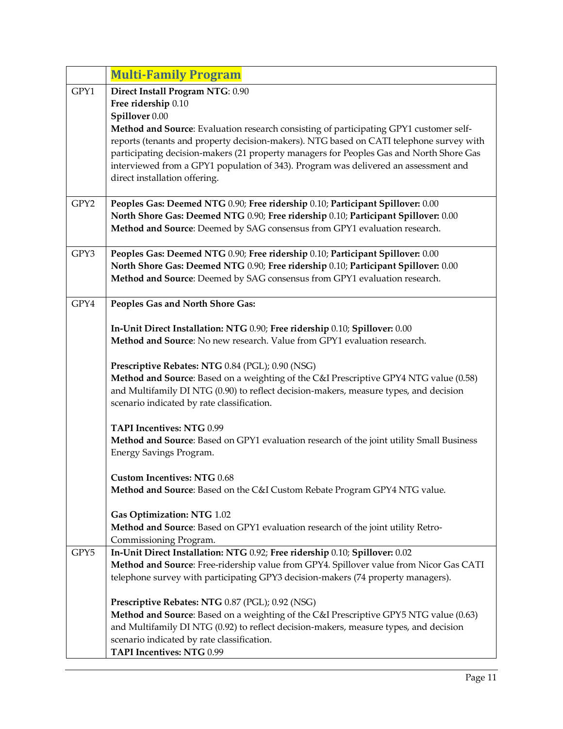|  | **Multi-Family Program** |
|---|---|
| GPY1 | **Direct Install Program NTG**: 0.90<br>**Free ridership** 0.10<br>**Spillover** 0.00<br>**Method and Source**: Evaluation research consisting of participating GPY1 customer self-reports (tenants and property decision-makers). NTG based on CATI telephone survey with participating decision-makers (21 property managers for Peoples Gas and North Shore Gas interviewed from a GPY1 population of 343). Program was delivered an assessment and direct installation offering. |
| GPY2 | **Peoples Gas: Deemed NTG** 0.90; **Free ridership** 0.10; **Participant Spillover:** 0.00<br>**North Shore Gas: Deemed NTG** 0.90; **Free ridership** 0.10; **Participant Spillover:** 0.00<br>**Method and Source**: Deemed by SAG consensus from GPY1 evaluation research. |
| GPY3 | **Peoples Gas: Deemed NTG** 0.90; **Free ridership** 0.10; **Participant Spillover:** 0.00<br>**North Shore Gas: Deemed NTG** 0.90; **Free ridership** 0.10; **Participant Spillover:** 0.00<br>**Method and Source**: Deemed by SAG consensus from GPY1 evaluation research. |
| GPY4 | **Peoples Gas and North Shore Gas:**<br><br>**In-Unit Direct Installation: NTG** 0.90; **Free ridership** 0.10; **Spillover:** 0.00<br>**Method and Source**: No new research. Value from GPY1 evaluation research.<br><br>**Prescriptive Rebates: NTG** 0.84 (PGL); 0.90 (NSG)<br>**Method and Source**: Based on a weighting of the C&I Prescriptive GPY4 NTG value (0.58) and Multifamily DI NTG (0.90) to reflect decision-makers, measure types, and decision scenario indicated by rate classification.<br><br>**TAPI Incentives: NTG** 0.99<br>**Method and Source**: Based on GPY1 evaluation research of the joint utility Small Business Energy Savings Program.<br><br>**Custom Incentives: NTG** 0.68<br>**Method and Source**: Based on the C&I Custom Rebate Program GPY4 NTG value.<br><br>**Gas Optimization: NTG** 1.02<br>**Method and Source**: Based on GPY1 evaluation research of the joint utility Retro-Commissioning Program. |
| GPY5 | **In-Unit Direct Installation: NTG** 0.92; **Free ridership** 0.10; **Spillover:** 0.02<br>**Method and Source**: Free-ridership value from GPY4. Spillover value from Nicor Gas CATI telephone survey with participating GPY3 decision-makers (74 property managers).<br><br>**Prescriptive Rebates: NTG** 0.87 (PGL); 0.92 (NSG)<br>**Method and Source**: Based on a weighting of the C&I Prescriptive GPY5 NTG value (0.63) and Multifamily DI NTG (0.92) to reflect decision-makers, measure types, and decision scenario indicated by rate classification.<br>**TAPI Incentives: NTG** 0.99 |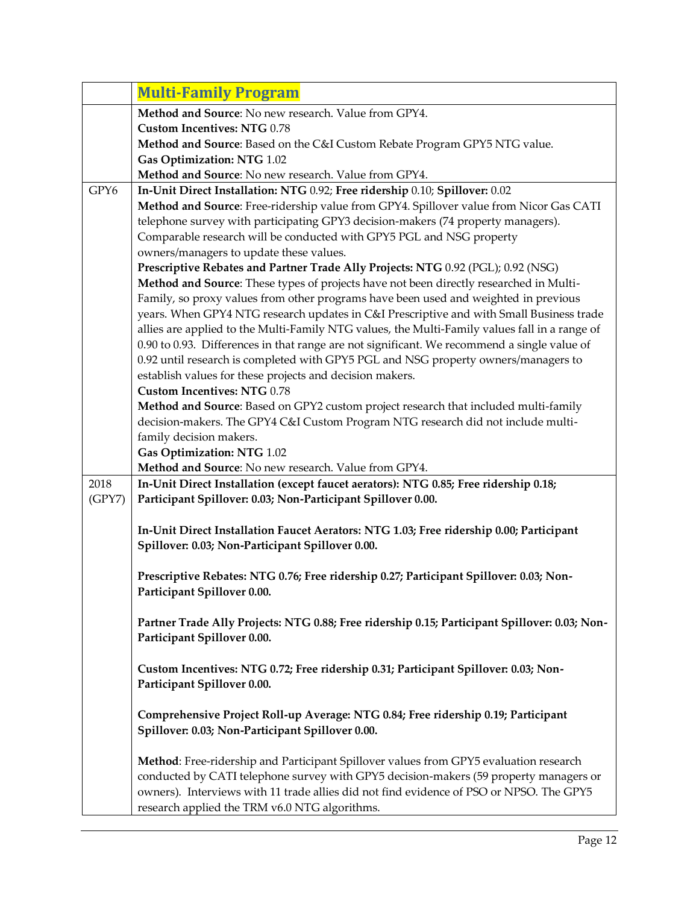| | **Multi-Family Program** |
|---|---|
| | **Method and Source**: No new research. Value from GPY4.<br>**Custom Incentives: NTG** 0.78<br>**Method and Source**: Based on the C&I Custom Rebate Program GPY5 NTG value.<br>**Gas Optimization: NTG** 1.02<br>**Method and Source**: No new research. Value from GPY4. |
| GPY6 | **In-Unit Direct Installation: NTG** 0.92; **Free ridership** 0.10; **Spillover:** 0.02<br>**Method and Source**: Free-ridership value from GPY4. Spillover value from Nicor Gas CATI telephone survey with participating GPY3 decision-makers (74 property managers). Comparable research will be conducted with GPY5 PGL and NSG property owners/managers to update these values.<br>**Prescriptive Rebates and Partner Trade Ally Projects: NTG** 0.92 (PGL); 0.92 (NSG)<br>**Method and Source**: These types of projects have not been directly researched in Multi-Family, so proxy values from other programs have been used and weighted in previous years. When GPY4 NTG research updates in C&I Prescriptive and with Small Business trade allies are applied to the Multi-Family NTG values, the Multi-Family values fall in a range of 0.90 to 0.93. Differences in that range are not significant. We recommend a single value of 0.92 until research is completed with GPY5 PGL and NSG property owners/managers to establish values for these projects and decision makers.<br>**Custom Incentives: NTG** 0.78<br>**Method and Source**: Based on GPY2 custom project research that included multi-family decision-makers. The GPY4 C&I Custom Program NTG research did not include multi-family decision makers.<br>**Gas Optimization: NTG** 1.02<br>**Method and Source**: No new research. Value from GPY4. |
| 2018 (GPY7) | **In-Unit Direct Installation (except faucet aerators): NTG 0.85; Free ridership 0.18; Participant Spillover: 0.03; Non-Participant Spillover 0.00.**<br><br>**In-Unit Direct Installation Faucet Aerators: NTG 1.03; Free ridership 0.00; Participant Spillover: 0.03; Non-Participant Spillover 0.00.**<br><br>**Prescriptive Rebates: NTG 0.76; Free ridership 0.27; Participant Spillover: 0.03; Non-Participant Spillover 0.00.**<br><br>**Partner Trade Ally Projects: NTG 0.88; Free ridership 0.15; Participant Spillover: 0.03; Non-Participant Spillover 0.00.**<br><br>**Custom Incentives: NTG 0.72; Free ridership 0.31; Participant Spillover: 0.03; Non-Participant Spillover 0.00.**<br><br>**Comprehensive Project Roll-up Average: NTG 0.84; Free ridership 0.19; Participant Spillover: 0.03; Non-Participant Spillover 0.00.**<br><br>**Method**: Free-ridership and Participant Spillover values from GPY5 evaluation research conducted by CATI telephone survey with GPY5 decision-makers (59 property managers or owners). Interviews with 11 trade allies did not find evidence of PSO or NPSO. The GPY5 research applied the TRM v6.0 NTG algorithms. |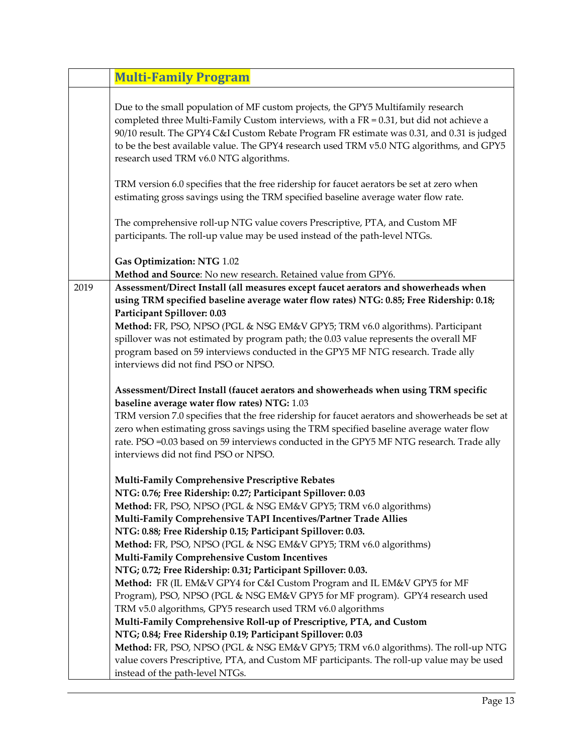| | **Multi-Family Program** |
|---|---|
| | Due to the small population of MF custom projects, the GPY5 Multifamily research completed three Multi-Family Custom interviews, with a FR = 0.31, but did not achieve a 90/10 result. The GPY4 C&I Custom Rebate Program FR estimate was 0.31, and 0.31 is judged to be the best available value. The GPY4 research used TRM v5.0 NTG algorithms, and GPY5 research used TRM v6.0 NTG algorithms.<br><br>TRM version 6.0 specifies that the free ridership for faucet aerators be set at zero when estimating gross savings using the TRM specified baseline average water flow rate.<br><br>The comprehensive roll-up NTG value covers Prescriptive, PTA, and Custom MF participants. The roll-up value may be used instead of the path-level NTGs.<br><br>**Gas Optimization: NTG** 1.02<br>**Method and Source**: No new research. Retained value from GPY6. |
| 2019 | **Assessment/Direct Install (all measures except faucet aerators and showerheads when using TRM specified baseline average water flow rates) NTG: 0.85; Free Ridership: 0.18; Participant Spillover: 0.03**<br>**Method:** FR, PSO, NPSO (PGL & NSG EM&V GPY5; TRM v6.0 algorithms). Participant spillover was not estimated by program path; the 0.03 value represents the overall MF program based on 59 interviews conducted in the GPY5 MF NTG research. Trade ally interviews did not find PSO or NPSO.<br><br>**Assessment/Direct Install (faucet aerators and showerheads when using TRM specific baseline average water flow rates) NTG:** 1.03<br>TRM version 7.0 specifies that the free ridership for faucet aerators and showerheads be set at zero when estimating gross savings using the TRM specified baseline average water flow rate. PSO =0.03 based on 59 interviews conducted in the GPY5 MF NTG research. Trade ally interviews did not find PSO or NPSO.<br><br>**Multi-Family Comprehensive Prescriptive Rebates**<br>**NTG: 0.76; Free Ridership: 0.27; Participant Spillover: 0.03**<br>**Method:** FR, PSO, NPSO (PGL & NSG EM&V GPY5; TRM v6.0 algorithms)<br>**Multi-Family Comprehensive TAPI Incentives/Partner Trade Allies**<br>**NTG: 0.88; Free Ridership 0.15; Participant Spillover: 0.03.**<br>**Method:** FR, PSO, NPSO (PGL & NSG EM&V GPY5; TRM v6.0 algorithms)<br>**Multi-Family Comprehensive Custom Incentives**<br>**NTG; 0.72; Free Ridership: 0.31; Participant Spillover: 0.03.**<br>**Method:** FR (IL EM&V GPY4 for C&I Custom Program and IL EM&V GPY5 for MF Program), PSO, NPSO (PGL & NSG EM&V GPY5 for MF program). GPY4 research used TRM v5.0 algorithms, GPY5 research used TRM v6.0 algorithms<br>**Multi-Family Comprehensive Roll-up of Prescriptive, PTA, and Custom**<br>**NTG; 0.84; Free Ridership 0.19; Participant Spillover: 0.03**<br>**Method:** FR, PSO, NPSO (PGL & NSG EM&V GPY5; TRM v6.0 algorithms). The roll-up NTG value covers Prescriptive, PTA, and Custom MF participants. The roll-up value may be used instead of the path-level NTGs. |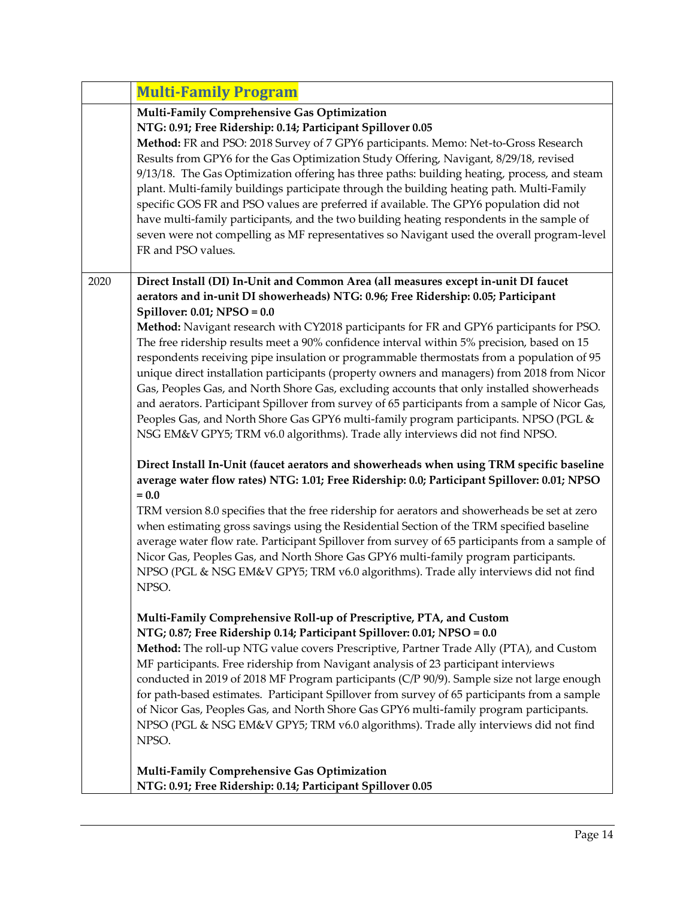|  | **Multi-Family Program** |
|---|---|
|  | **Multi-Family Comprehensive Gas Optimization**<br>**NTG: 0.91; Free Ridership: 0.14; Participant Spillover 0.05**<br>**Method:** FR and PSO: 2018 Survey of 7 GPY6 participants. Memo: Net-to-Gross Research Results from GPY6 for the Gas Optimization Study Offering, Navigant, 8/29/18, revised 9/13/18. The Gas Optimization offering has three paths: building heating, process, and steam plant. Multi-family buildings participate through the building heating path. Multi-Family specific GOS FR and PSO values are preferred if available. The GPY6 population did not have multi-family participants, and the two building heating respondents in the sample of seven were not compelling as MF representatives so Navigant used the overall program-level FR and PSO values. |
| 2020 | **Direct Install (DI) In-Unit and Common Area (all measures except in-unit DI faucet aerators and in-unit DI showerheads) NTG: 0.96; Free Ridership: 0.05; Participant Spillover: 0.01; NPSO = 0.0**<br>**Method:** Navigant research with CY2018 participants for FR and GPY6 participants for PSO. The free ridership results meet a 90% confidence interval within 5% precision, based on 15 respondents receiving pipe insulation or programmable thermostats from a population of 95 unique direct installation participants (property owners and managers) from 2018 from Nicor Gas, Peoples Gas, and North Shore Gas, excluding accounts that only installed showerheads and aerators. Participant Spillover from survey of 65 participants from a sample of Nicor Gas, Peoples Gas, and North Shore Gas GPY6 multi-family program participants. NPSO (PGL & NSG EM&V GPY5; TRM v6.0 algorithms). Trade ally interviews did not find NPSO.<br><br>**Direct Install In-Unit (faucet aerators and showerheads when using TRM specific baseline average water flow rates) NTG: 1.01; Free Ridership: 0.0; Participant Spillover: 0.01; NPSO = 0.0**<br>TRM version 8.0 specifies that the free ridership for aerators and showerheads be set at zero when estimating gross savings using the Residential Section of the TRM specified baseline average water flow rate. Participant Spillover from survey of 65 participants from a sample of Nicor Gas, Peoples Gas, and North Shore Gas GPY6 multi-family program participants. NPSO (PGL & NSG EM&V GPY5; TRM v6.0 algorithms). Trade ally interviews did not find NPSO.<br><br>**Multi-Family Comprehensive Roll-up of Prescriptive, PTA, and Custom**<br>**NTG; 0.87; Free Ridership 0.14; Participant Spillover: 0.01; NPSO = 0.0**<br>**Method:** The roll-up NTG value covers Prescriptive, Partner Trade Ally (PTA), and Custom MF participants. Free ridership from Navigant analysis of 23 participant interviews conducted in 2019 of 2018 MF Program participants (C/P 90/9). Sample size not large enough for path-based estimates. Participant Spillover from survey of 65 participants from a sample of Nicor Gas, Peoples Gas, and North Shore Gas GPY6 multi-family program participants. NPSO (PGL & NSG EM&V GPY5; TRM v6.0 algorithms). Trade ally interviews did not find NPSO.<br><br>**Multi-Family Comprehensive Gas Optimization**<br>**NTG: 0.91; Free Ridership: 0.14; Participant Spillover 0.05** |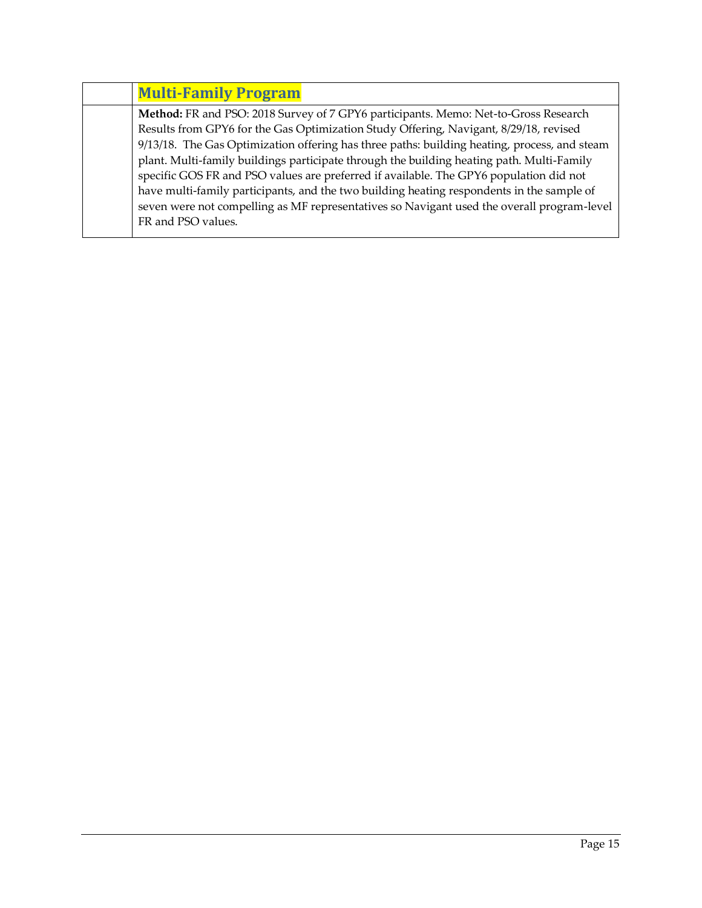| | Multi-Family Program |
|---|---|
| | **Method:** FR and PSO: 2018 Survey of 7 GPY6 participants. Memo: Net-to-Gross Research Results from GPY6 for the Gas Optimization Study Offering, Navigant, 8/29/18, revised 9/13/18. The Gas Optimization offering has three paths: building heating, process, and steam plant. Multi-family buildings participate through the building heating path. Multi-Family specific GOS FR and PSO values are preferred if available. The GPY6 population did not have multi-family participants, and the two building heating respondents in the sample of seven were not compelling as MF representatives so Navigant used the overall program-level FR and PSO values. |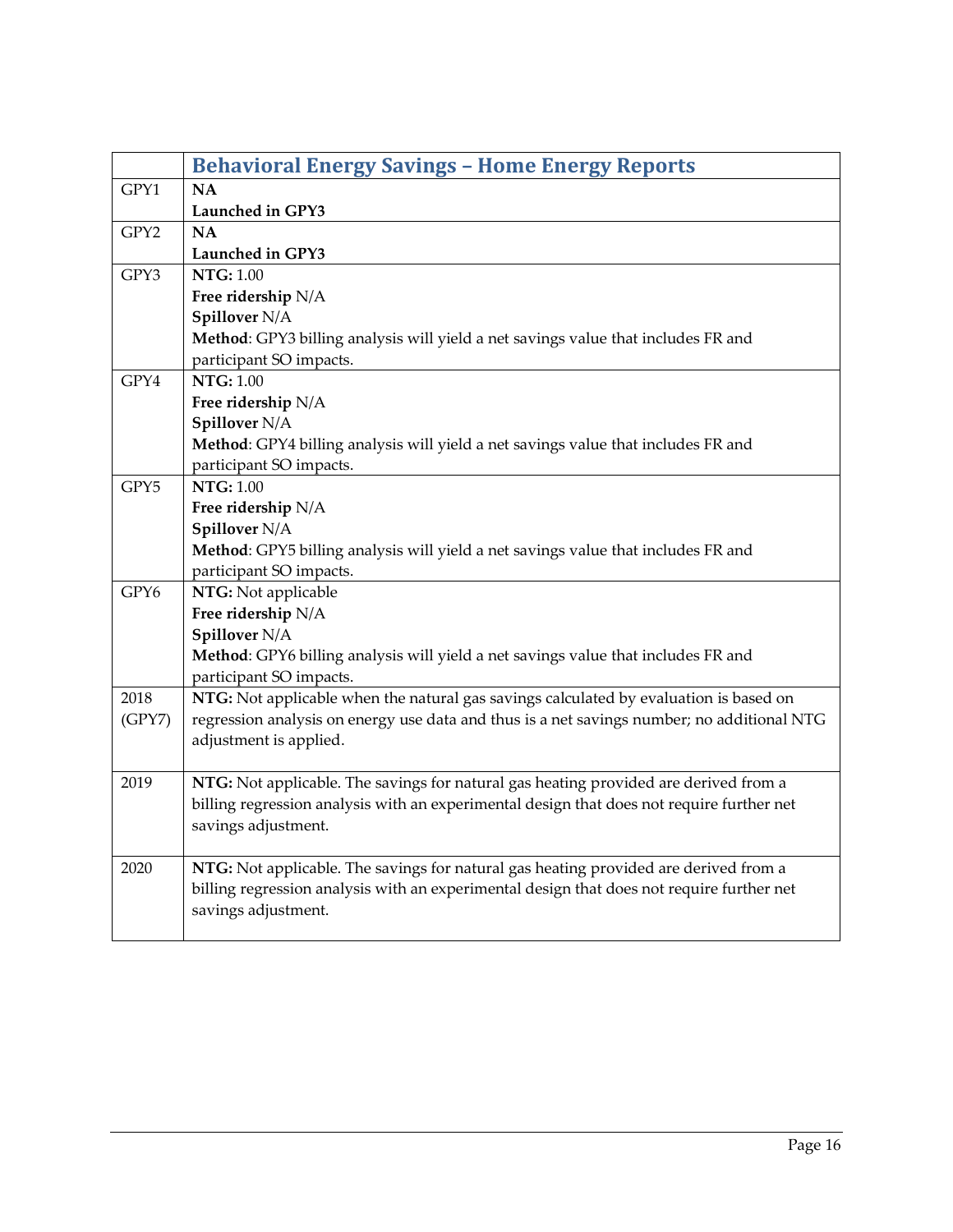| | **Behavioral Energy Savings – Home Energy Reports** |
|---|---|
| GPY1 | **NA**<br>**Launched in GPY3** |
| GPY2 | **NA**<br>**Launched in GPY3** |
| GPY3 | **NTG:** 1.00<br>**Free ridership** N/A<br>**Spillover** N/A<br>**Method**: GPY3 billing analysis will yield a net savings value that includes FR and participant SO impacts. |
| GPY4 | **NTG:** 1.00<br>**Free ridership** N/A<br>**Spillover** N/A<br>**Method**: GPY4 billing analysis will yield a net savings value that includes FR and participant SO impacts. |
| GPY5 | **NTG:** 1.00<br>**Free ridership** N/A<br>**Spillover** N/A<br>**Method**: GPY5 billing analysis will yield a net savings value that includes FR and participant SO impacts. |
| GPY6 | **NTG:** Not applicable<br>**Free ridership** N/A<br>**Spillover** N/A<br>**Method**: GPY6 billing analysis will yield a net savings value that includes FR and participant SO impacts. |
| 2018 (GPY7) | **NTG:** Not applicable when the natural gas savings calculated by evaluation is based on regression analysis on energy use data and thus is a net savings number; no additional NTG adjustment is applied. |
| 2019 | **NTG:** Not applicable. The savings for natural gas heating provided are derived from a billing regression analysis with an experimental design that does not require further net savings adjustment. |
| 2020 | **NTG:** Not applicable. The savings for natural gas heating provided are derived from a billing regression analysis with an experimental design that does not require further net savings adjustment. |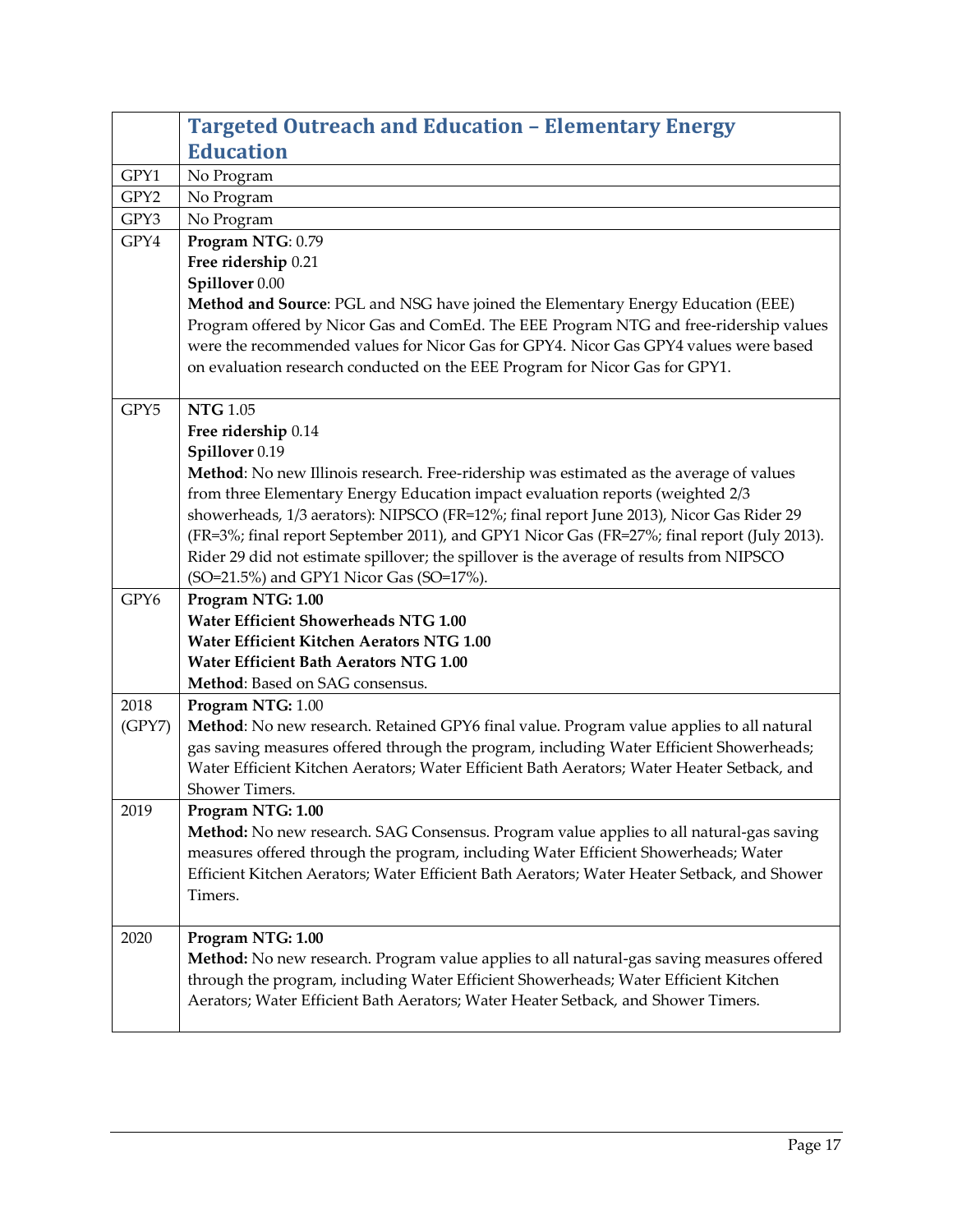| | Targeted Outreach and Education – Elementary Energy Education |
|---|---|
| GPY1 | No Program |
| GPY2 | No Program |
| GPY3 | No Program |
| GPY4 | **Program NTG**: 0.79<br>**Free ridership** 0.21<br>**Spillover** 0.00<br>**Method and Source**: PGL and NSG have joined the Elementary Energy Education (EEE) Program offered by Nicor Gas and ComEd. The EEE Program NTG and free-ridership values were the recommended values for Nicor Gas for GPY4. Nicor Gas GPY4 values were based on evaluation research conducted on the EEE Program for Nicor Gas for GPY1. |
| GPY5 | **NTG** 1.05<br>**Free ridership** 0.14<br>**Spillover** 0.19<br>**Method**: No new Illinois research. Free-ridership was estimated as the average of values from three Elementary Energy Education impact evaluation reports (weighted 2/3 showerheads, 1/3 aerators): NIPSCO (FR=12%; final report June 2013), Nicor Gas Rider 29 (FR=3%; final report September 2011), and GPY1 Nicor Gas (FR=27%; final report (July 2013). Rider 29 did not estimate spillover; the spillover is the average of results from NIPSCO (SO=21.5%) and GPY1 Nicor Gas (SO=17%). |
| GPY6 | **Program NTG: 1.00**<br>**Water Efficient Showerheads NTG 1.00**<br>**Water Efficient Kitchen Aerators NTG 1.00**<br>**Water Efficient Bath Aerators NTG 1.00**<br>**Method**: Based on SAG consensus. |
| 2018 (GPY7) | **Program NTG:** 1.00<br>**Method**: No new research. Retained GPY6 final value. Program value applies to all natural gas saving measures offered through the program, including Water Efficient Showerheads; Water Efficient Kitchen Aerators; Water Efficient Bath Aerators; Water Heater Setback, and Shower Timers. |
| 2019 | **Program NTG: 1.00**<br>**Method:** No new research. SAG Consensus. Program value applies to all natural-gas saving measures offered through the program, including Water Efficient Showerheads; Water Efficient Kitchen Aerators; Water Efficient Bath Aerators; Water Heater Setback, and Shower Timers. |
| 2020 | **Program NTG: 1.00**<br>**Method:** No new research. Program value applies to all natural-gas saving measures offered through the program, including Water Efficient Showerheads; Water Efficient Kitchen Aerators; Water Efficient Bath Aerators; Water Heater Setback, and Shower Timers. |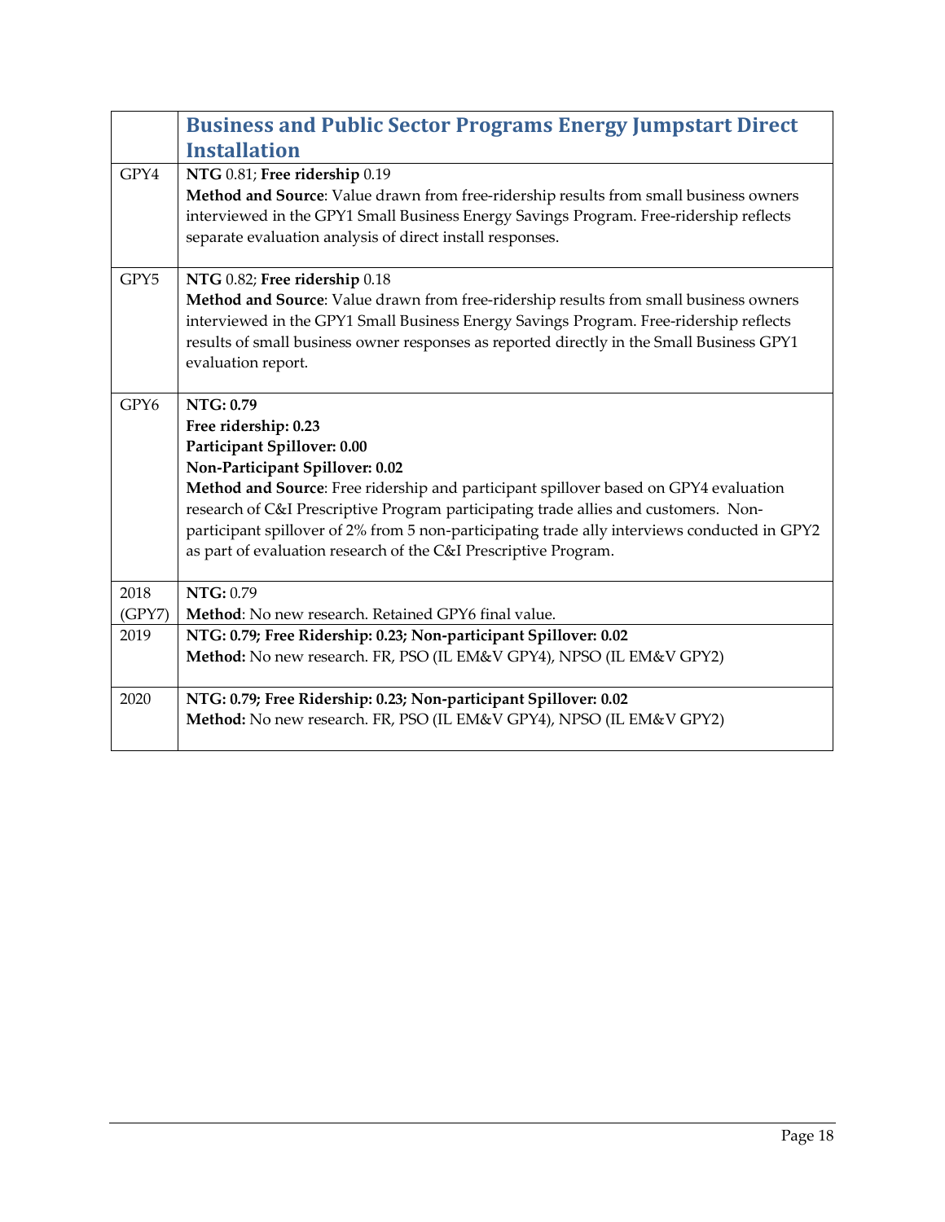| | **Business and Public Sector Programs Energy Jumpstart Direct Installation** |
|---|---|
| GPY4 | **NTG** 0.81; **Free ridership** 0.19<br>**Method and Source**: Value drawn from free-ridership results from small business owners interviewed in the GPY1 Small Business Energy Savings Program. Free-ridership reflects separate evaluation analysis of direct install responses. |
| GPY5 | **NTG** 0.82; **Free ridership** 0.18<br>**Method and Source**: Value drawn from free-ridership results from small business owners interviewed in the GPY1 Small Business Energy Savings Program. Free-ridership reflects results of small business owner responses as reported directly in the Small Business GPY1 evaluation report. |
| GPY6 | **NTG: 0.79**<br>**Free ridership: 0.23**<br>**Participant Spillover: 0.00**<br>**Non-Participant Spillover: 0.02**<br>**Method and Source**: Free ridership and participant spillover based on GPY4 evaluation research of C&I Prescriptive Program participating trade allies and customers. Non-participant spillover of 2% from 5 non-participating trade ally interviews conducted in GPY2 as part of evaluation research of the C&I Prescriptive Program. |
| 2018 (GPY7) | **NTG:** 0.79<br>**Method**: No new research. Retained GPY6 final value. |
| 2019 | **NTG: 0.79; Free Ridership: 0.23; Non-participant Spillover: 0.02**<br>**Method:** No new research. FR, PSO (IL EM&V GPY4), NPSO (IL EM&V GPY2) |
| 2020 | **NTG: 0.79; Free Ridership: 0.23; Non-participant Spillover: 0.02**<br>**Method:** No new research. FR, PSO (IL EM&V GPY4), NPSO (IL EM&V GPY2) |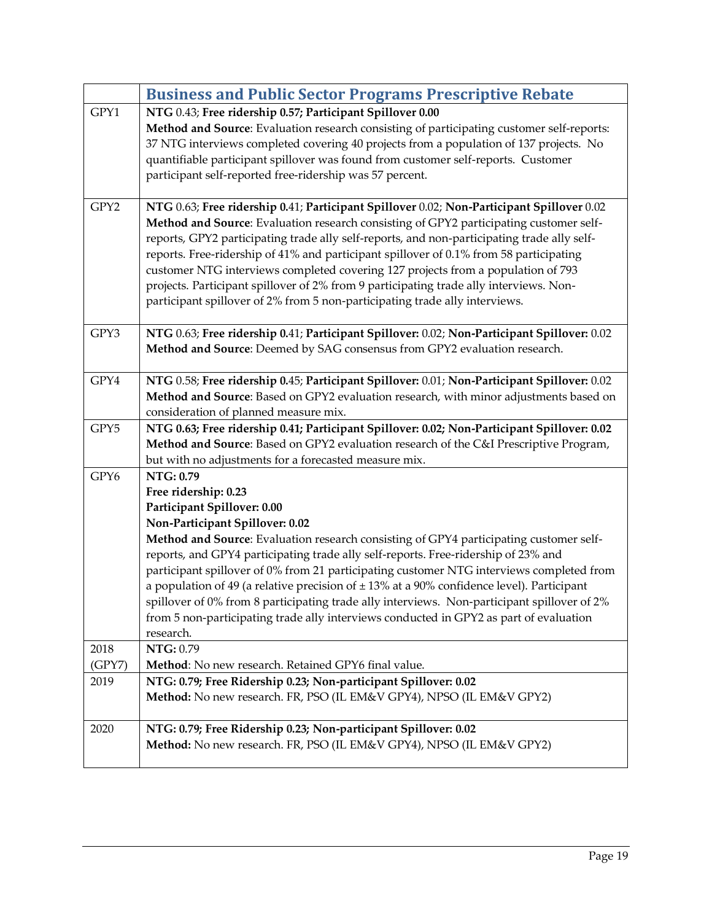| | Business and Public Sector Programs Prescriptive Rebate |
|---|---|
| GPY1 | **NTG** 0.43; **Free ridership 0.57; Participant Spillover 0.00**<br>**Method and Source**: Evaluation research consisting of participating customer self-reports: 37 NTG interviews completed covering 40 projects from a population of 137 projects. No quantifiable participant spillover was found from customer self-reports. Customer participant self-reported free-ridership was 57 percent. |
| GPY2 | **NTG** 0.63; **Free ridership 0.**41; **Participant Spillover** 0.02; **Non-Participant Spillover** 0.02<br>**Method and Source**: Evaluation research consisting of GPY2 participating customer self-reports, GPY2 participating trade ally self-reports, and non-participating trade ally self-reports. Free-ridership of 41% and participant spillover of 0.1% from 58 participating customer NTG interviews completed covering 127 projects from a population of 793 projects. Participant spillover of 2% from 9 participating trade ally interviews. Non-participant spillover of 2% from 5 non-participating trade ally interviews. |
| GPY3 | **NTG** 0.63; **Free ridership 0.**41; **Participant Spillover:** 0.02; **Non-Participant Spillover:** 0.02<br>**Method and Source**: Deemed by SAG consensus from GPY2 evaluation research. |
| GPY4 | **NTG** 0.58; **Free ridership 0.**45; **Participant Spillover:** 0.01; **Non-Participant Spillover:** 0.02<br>**Method and Source**: Based on GPY2 evaluation research, with minor adjustments based on consideration of planned measure mix. |
| GPY5 | **NTG 0.63; Free ridership 0.41; Participant Spillover: 0.02; Non-Participant Spillover: 0.02**<br>**Method and Source**: Based on GPY2 evaluation research of the C&I Prescriptive Program, but with no adjustments for a forecasted measure mix. |
| GPY6 | **NTG: 0.79**<br>**Free ridership: 0.23**<br>**Participant Spillover: 0.00**<br>**Non-Participant Spillover: 0.02**<br>**Method and Source**: Evaluation research consisting of GPY4 participating customer self-reports, and GPY4 participating trade ally self-reports. Free-ridership of 23% and participant spillover of 0% from 21 participating customer NTG interviews completed from a population of 49 (a relative precision of ± 13% at a 90% confidence level). Participant spillover of 0% from 8 participating trade ally interviews. Non-participant spillover of 2% from 5 non-participating trade ally interviews conducted in GPY2 as part of evaluation research. |
| 2018 (GPY7) | **NTG:** 0.79<br>**Method**: No new research. Retained GPY6 final value. |
| 2019 | **NTG: 0.79; Free Ridership 0.23; Non-participant Spillover: 0.02**<br>**Method:** No new research. FR, PSO (IL EM&V GPY4), NPSO (IL EM&V GPY2) |
| 2020 | **NTG: 0.79; Free Ridership 0.23; Non-participant Spillover: 0.02**<br>**Method:** No new research. FR, PSO (IL EM&V GPY4), NPSO (IL EM&V GPY2) |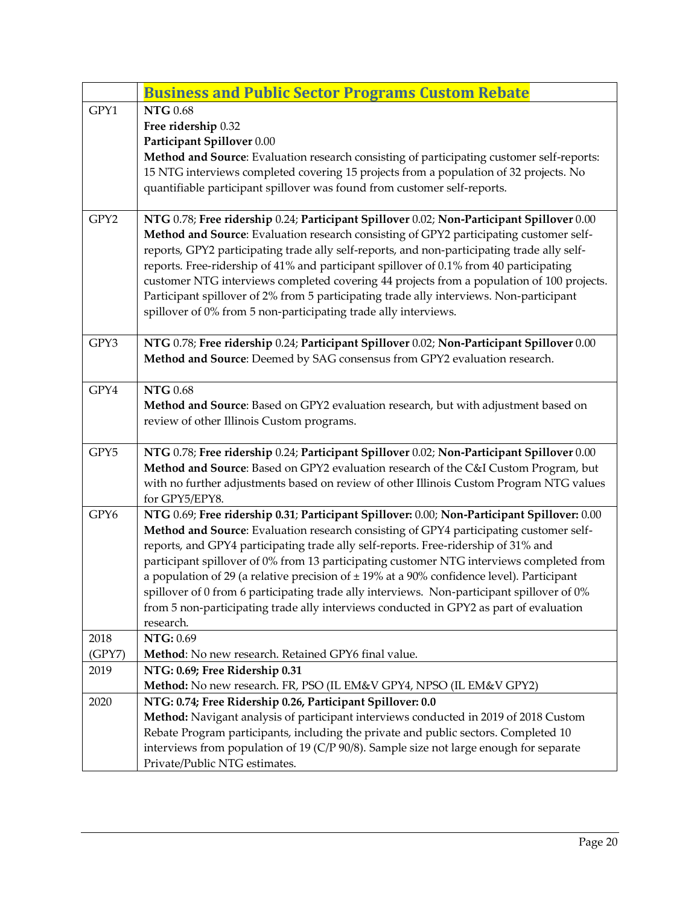| | **Business and Public Sector Programs Custom Rebate** |
|---|---|
| GPY1 | **NTG** 0.68<br>**Free ridership** 0.32<br>**Participant Spillover** 0.00<br>**Method and Source**: Evaluation research consisting of participating customer self-reports: 15 NTG interviews completed covering 15 projects from a population of 32 projects. No quantifiable participant spillover was found from customer self-reports. |
| GPY2 | **NTG** 0.78; **Free ridership** 0.24; **Participant Spillover** 0.02; **Non-Participant Spillover** 0.00<br>**Method and Source**: Evaluation research consisting of GPY2 participating customer self-reports, GPY2 participating trade ally self-reports, and non-participating trade ally self-reports. Free-ridership of 41% and participant spillover of 0.1% from 40 participating customer NTG interviews completed covering 44 projects from a population of 100 projects. Participant spillover of 2% from 5 participating trade ally interviews. Non-participant spillover of 0% from 5 non-participating trade ally interviews. |
| GPY3 | **NTG** 0.78; **Free ridership** 0.24; **Participant Spillover** 0.02; **Non-Participant Spillover** 0.00<br>**Method and Source**: Deemed by SAG consensus from GPY2 evaluation research. |
| GPY4 | **NTG** 0.68<br>**Method and Source**: Based on GPY2 evaluation research, but with adjustment based on review of other Illinois Custom programs. |
| GPY5 | **NTG** 0.78; **Free ridership** 0.24; **Participant Spillover** 0.02; **Non-Participant Spillover** 0.00<br>**Method and Source**: Based on GPY2 evaluation research of the C&I Custom Program, but with no further adjustments based on review of other Illinois Custom Program NTG values for GPY5/EPY8. |
| GPY6 | **NTG** 0.69; **Free ridership 0.31**; **Participant Spillover:** 0.00; **Non-Participant Spillover:** 0.00<br>**Method and Source**: Evaluation research consisting of GPY4 participating customer self-reports, and GPY4 participating trade ally self-reports. Free-ridership of 31% and participant spillover of 0% from 13 participating customer NTG interviews completed from a population of 29 (a relative precision of ± 19% at a 90% confidence level). Participant spillover of 0 from 6 participating trade ally interviews. Non-participant spillover of 0% from 5 non-participating trade ally interviews conducted in GPY2 as part of evaluation research. |
| 2018 (GPY7) | **NTG:** 0.69<br>**Method**: No new research. Retained GPY6 final value. |
| 2019 | **NTG: 0.69; Free Ridership 0.31**<br>**Method:** No new research. FR, PSO (IL EM&V GPY4, NPSO (IL EM&V GPY2) |
| 2020 | **NTG: 0.74; Free Ridership 0.26, Participant Spillover: 0.0**<br>**Method:** Navigant analysis of participant interviews conducted in 2019 of 2018 Custom Rebate Program participants, including the private and public sectors. Completed 10 interviews from population of 19 (C/P 90/8). Sample size not large enough for separate Private/Public NTG estimates. |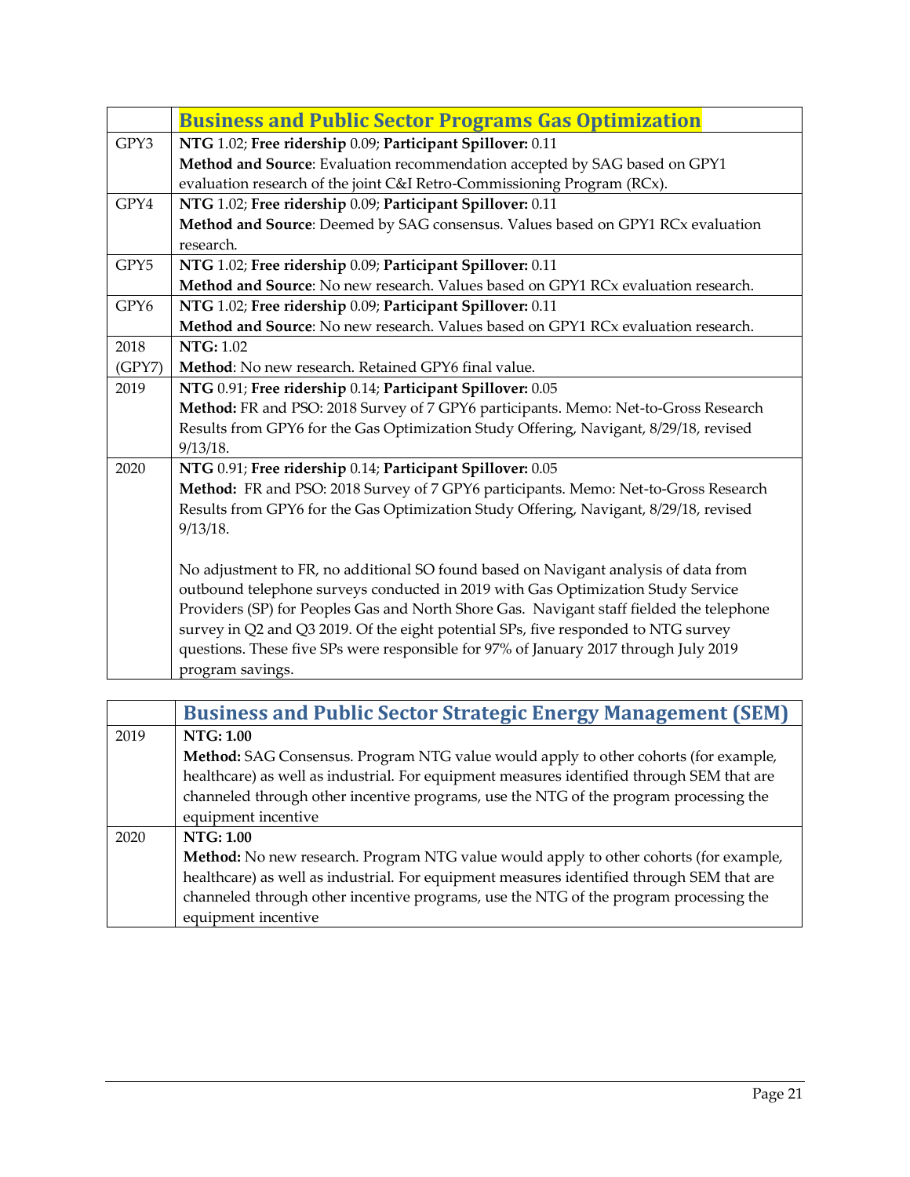| | **Business and Public Sector Programs Gas Optimization** |
|---|---|
| GPY3 | **NTG** 1.02; **Free ridership** 0.09; **Participant Spillover:** 0.11<br>**Method and Source**: Evaluation recommendation accepted by SAG based on GPY1 evaluation research of the joint C&I Retro-Commissioning Program (RCx). |
| GPY4 | **NTG** 1.02; **Free ridership** 0.09; **Participant Spillover:** 0.11<br>**Method and Source**: Deemed by SAG consensus. Values based on GPY1 RCx evaluation research. |
| GPY5 | **NTG** 1.02; **Free ridership** 0.09; **Participant Spillover:** 0.11<br>**Method and Source**: No new research. Values based on GPY1 RCx evaluation research. |
| GPY6 | **NTG** 1.02; **Free ridership** 0.09; **Participant Spillover:** 0.11<br>**Method and Source**: No new research. Values based on GPY1 RCx evaluation research. |
| 2018 (GPY7) | **NTG:** 1.02<br>**Method**: No new research. Retained GPY6 final value. |
| 2019 | **NTG** 0.91; **Free ridership** 0.14; **Participant Spillover:** 0.05<br>**Method:** FR and PSO: 2018 Survey of 7 GPY6 participants. Memo: Net-to-Gross Research Results from GPY6 for the Gas Optimization Study Offering, Navigant, 8/29/18, revised 9/13/18. |
| 2020 | **NTG** 0.91; **Free ridership** 0.14; **Participant Spillover:** 0.05<br>**Method:** FR and PSO: 2018 Survey of 7 GPY6 participants. Memo: Net-to-Gross Research Results from GPY6 for the Gas Optimization Study Offering, Navigant, 8/29/18, revised 9/13/18.<br><br>No adjustment to FR, no additional SO found based on Navigant analysis of data from outbound telephone surveys conducted in 2019 with Gas Optimization Study Service Providers (SP) for Peoples Gas and North Shore Gas. Navigant staff fielded the telephone survey in Q2 and Q3 2019. Of the eight potential SPs, five responded to NTG survey questions. These five SPs were responsible for 97% of January 2017 through July 2019 program savings. |

| | **Business and Public Sector Strategic Energy Management (SEM)** |
|---|---|
| 2019 | **NTG: 1.00**<br>**Method:** SAG Consensus. Program NTG value would apply to other cohorts (for example, healthcare) as well as industrial. For equipment measures identified through SEM that are channeled through other incentive programs, use the NTG of the program processing the equipment incentive |
| 2020 | **NTG: 1.00**<br>**Method:** No new research. Program NTG value would apply to other cohorts (for example, healthcare) as well as industrial. For equipment measures identified through SEM that are channeled through other incentive programs, use the NTG of the program processing the equipment incentive |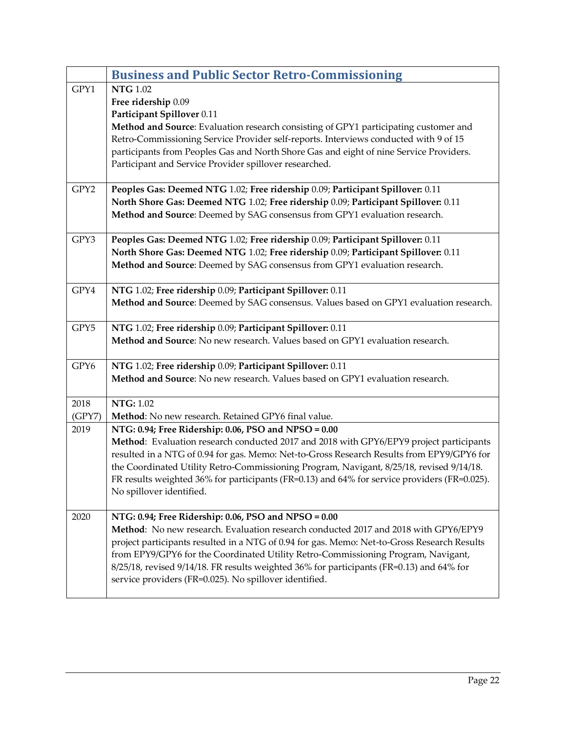| | Business and Public Sector Retro-Commissioning |
|---|---|
| GPY1 | **NTG** 1.02<br>**Free ridership** 0.09<br>**Participant Spillover** 0.11<br>**Method and Source**: Evaluation research consisting of GPY1 participating customer and Retro-Commissioning Service Provider self-reports. Interviews conducted with 9 of 15 participants from Peoples Gas and North Shore Gas and eight of nine Service Providers. Participant and Service Provider spillover researched. |
| GPY2 | **Peoples Gas: Deemed NTG** 1.02; **Free ridership** 0.09; **Participant Spillover:** 0.11<br>**North Shore Gas: Deemed NTG** 1.02; **Free ridership** 0.09; **Participant Spillover:** 0.11<br>**Method and Source**: Deemed by SAG consensus from GPY1 evaluation research. |
| GPY3 | **Peoples Gas: Deemed NTG** 1.02; **Free ridership** 0.09; **Participant Spillover:** 0.11<br>**North Shore Gas: Deemed NTG** 1.02; **Free ridership** 0.09; **Participant Spillover:** 0.11<br>**Method and Source**: Deemed by SAG consensus from GPY1 evaluation research. |
| GPY4 | **NTG** 1.02; **Free ridership** 0.09; **Participant Spillover:** 0.11<br>**Method and Source**: Deemed by SAG consensus. Values based on GPY1 evaluation research. |
| GPY5 | **NTG** 1.02; **Free ridership** 0.09; **Participant Spillover:** 0.11<br>**Method and Source**: No new research. Values based on GPY1 evaluation research. |
| GPY6 | **NTG** 1.02; **Free ridership** 0.09; **Participant Spillover:** 0.11<br>**Method and Source**: No new research. Values based on GPY1 evaluation research. |
| 2018 (GPY7) | **NTG:** 1.02<br>**Method**: No new research. Retained GPY6 final value. |
| 2019 | **NTG: 0.94; Free Ridership: 0.06, PSO and NPSO = 0.00**<br>**Method**: Evaluation research conducted 2017 and 2018 with GPY6/EPY9 project participants resulted in a NTG of 0.94 for gas. Memo: Net-to-Gross Research Results from EPY9/GPY6 for the Coordinated Utility Retro-Commissioning Program, Navigant, 8/25/18, revised 9/14/18. FR results weighted 36% for participants (FR=0.13) and 64% for service providers (FR=0.025). No spillover identified. |
| 2020 | **NTG: 0.94; Free Ridership: 0.06, PSO and NPSO = 0.00**<br>**Method**: No new research. Evaluation research conducted 2017 and 2018 with GPY6/EPY9 project participants resulted in a NTG of 0.94 for gas. Memo: Net-to-Gross Research Results from EPY9/GPY6 for the Coordinated Utility Retro-Commissioning Program, Navigant, 8/25/18, revised 9/14/18. FR results weighted 36% for participants (FR=0.13) and 64% for service providers (FR=0.025). No spillover identified. |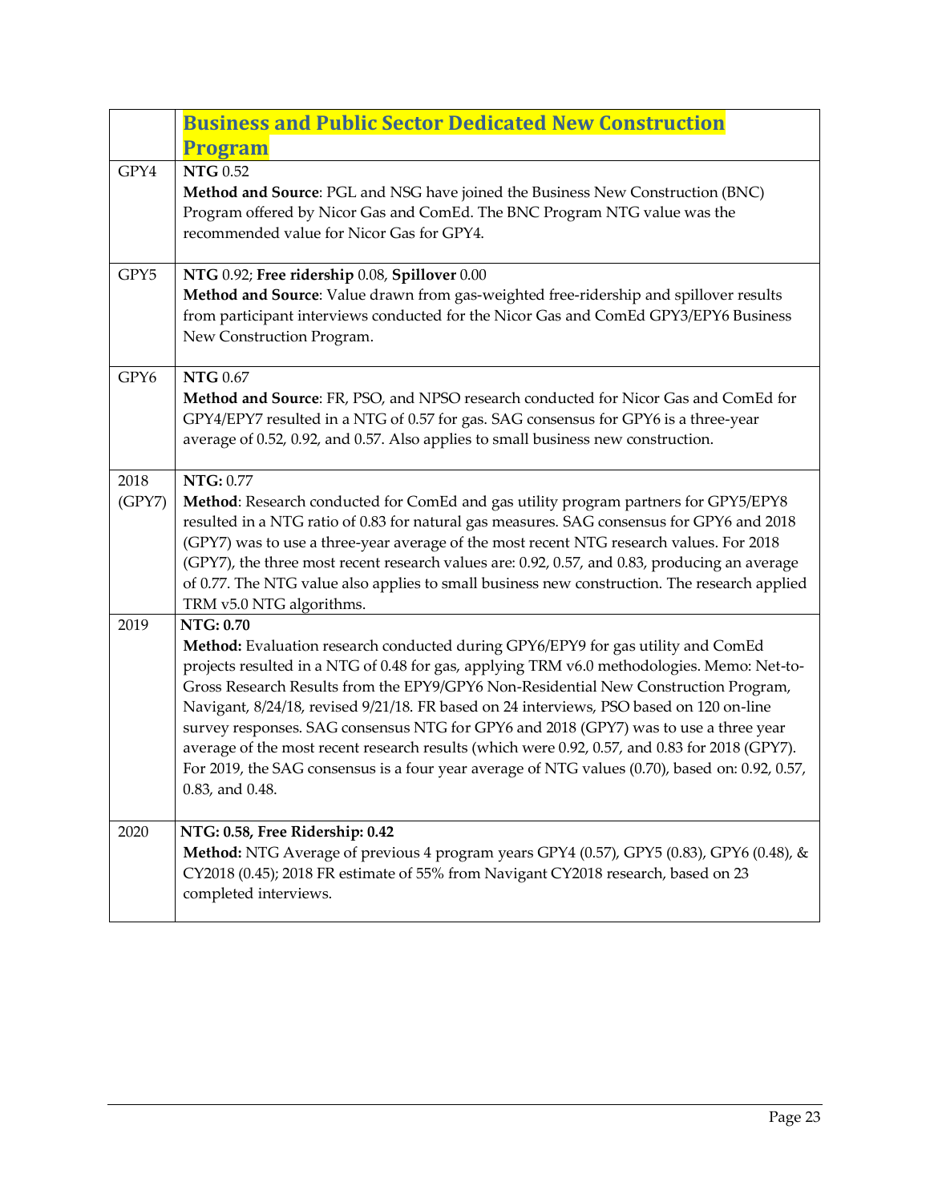| | **Business and Public Sector Dedicated New Construction Program** |
|---|---|
| GPY4 | **NTG** 0.52<br>**Method and Source**: PGL and NSG have joined the Business New Construction (BNC) Program offered by Nicor Gas and ComEd. The BNC Program NTG value was the recommended value for Nicor Gas for GPY4. |
| GPY5 | **NTG** 0.92; **Free ridership** 0.08, **Spillover** 0.00<br>**Method and Source**: Value drawn from gas-weighted free-ridership and spillover results from participant interviews conducted for the Nicor Gas and ComEd GPY3/EPY6 Business New Construction Program. |
| GPY6 | **NTG** 0.67<br>**Method and Source**: FR, PSO, and NPSO research conducted for Nicor Gas and ComEd for GPY4/EPY7 resulted in a NTG of 0.57 for gas. SAG consensus for GPY6 is a three-year average of 0.52, 0.92, and 0.57. Also applies to small business new construction. |
| 2018 (GPY7) | **NTG:** 0.77<br>**Method**: Research conducted for ComEd and gas utility program partners for GPY5/EPY8 resulted in a NTG ratio of 0.83 for natural gas measures. SAG consensus for GPY6 and 2018 (GPY7) was to use a three-year average of the most recent NTG research values. For 2018 (GPY7), the three most recent research values are: 0.92, 0.57, and 0.83, producing an average of 0.77. The NTG value also applies to small business new construction. The research applied TRM v5.0 NTG algorithms. |
| 2019 | **NTG: 0.70**<br>**Method:** Evaluation research conducted during GPY6/EPY9 for gas utility and ComEd projects resulted in a NTG of 0.48 for gas, applying TRM v6.0 methodologies. Memo: Net-to-Gross Research Results from the EPY9/GPY6 Non-Residential New Construction Program, Navigant, 8/24/18, revised 9/21/18. FR based on 24 interviews, PSO based on 120 on-line survey responses. SAG consensus NTG for GPY6 and 2018 (GPY7) was to use a three year average of the most recent research results (which were 0.92, 0.57, and 0.83 for 2018 (GPY7). For 2019, the SAG consensus is a four year average of NTG values (0.70), based on: 0.92, 0.57, 0.83, and 0.48. |
| 2020 | **NTG: 0.58, Free Ridership: 0.42**<br>**Method:** NTG Average of previous 4 program years GPY4 (0.57), GPY5 (0.83), GPY6 (0.48), & CY2018 (0.45); 2018 FR estimate of 55% from Navigant CY2018 research, based on 23 completed interviews. |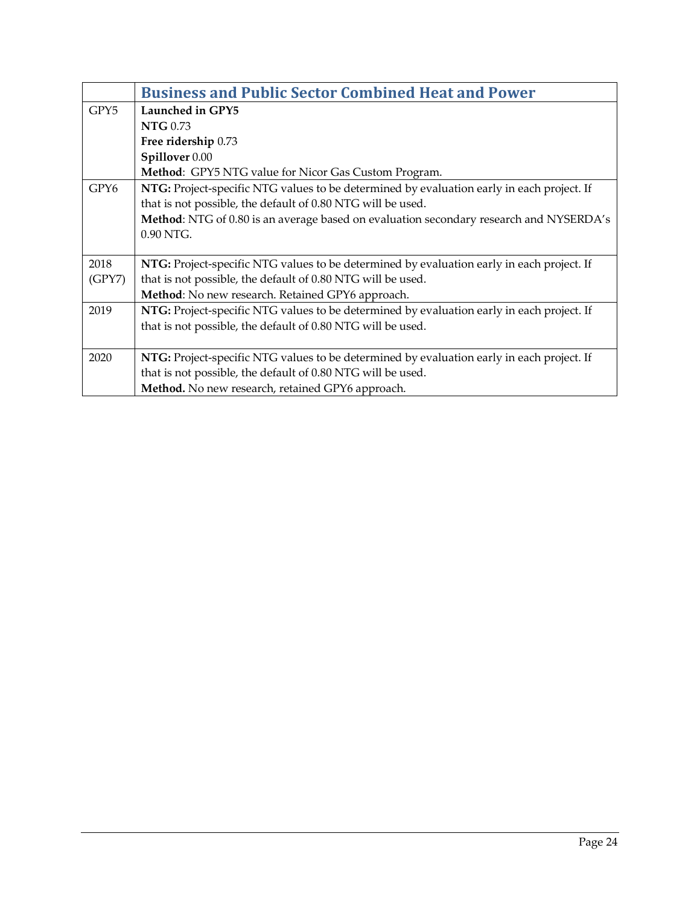| | Business and Public Sector Combined Heat and Power |
|---|---|
| GPY5 | **Launched in GPY5**<br>**NTG** 0.73<br>**Free ridership** 0.73<br>**Spillover** 0.00<br>**Method**: GPY5 NTG value for Nicor Gas Custom Program. |
| GPY6 | **NTG:** Project-specific NTG values to be determined by evaluation early in each project. If that is not possible, the default of 0.80 NTG will be used.<br>**Method**: NTG of 0.80 is an average based on evaluation secondary research and NYSERDA's 0.90 NTG. |
| 2018 (GPY7) | **NTG:** Project-specific NTG values to be determined by evaluation early in each project. If that is not possible, the default of 0.80 NTG will be used.<br>**Method**: No new research. Retained GPY6 approach. |
| 2019 | **NTG:** Project-specific NTG values to be determined by evaluation early in each project. If that is not possible, the default of 0.80 NTG will be used. |
| 2020 | **NTG:** Project-specific NTG values to be determined by evaluation early in each project. If that is not possible, the default of 0.80 NTG will be used.<br>**Method.** No new research, retained GPY6 approach. |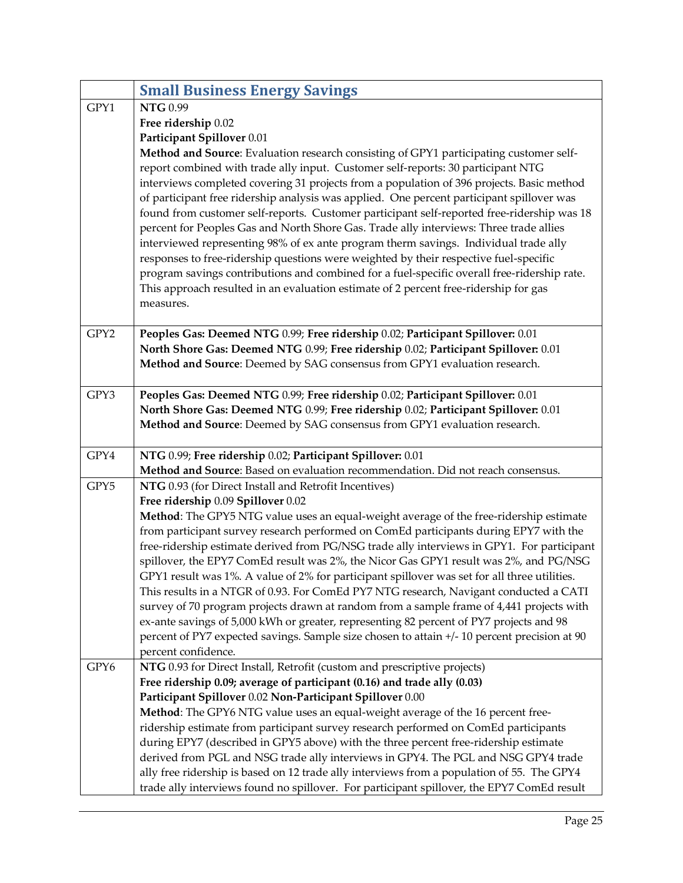| | **Small Business Energy Savings** |
|---|---|
| GPY1 | **NTG** 0.99<br>**Free ridership** 0.02<br>**Participant Spillover** 0.01<br>**Method and Source**: Evaluation research consisting of GPY1 participating customer self-report combined with trade ally input. Customer self-reports: 30 participant NTG interviews completed covering 31 projects from a population of 396 projects. Basic method of participant free ridership analysis was applied. One percent participant spillover was found from customer self-reports. Customer participant self-reported free-ridership was 18 percent for Peoples Gas and North Shore Gas. Trade ally interviews: Three trade allies interviewed representing 98% of ex ante program therm savings. Individual trade ally responses to free-ridership questions were weighted by their respective fuel-specific program savings contributions and combined for a fuel-specific overall free-ridership rate. This approach resulted in an evaluation estimate of 2 percent free-ridership for gas measures. |
| GPY2 | **Peoples Gas: Deemed NTG** 0.99; **Free ridership** 0.02; **Participant Spillover:** 0.01<br>**North Shore Gas: Deemed NTG** 0.99; **Free ridership** 0.02; **Participant Spillover:** 0.01<br>**Method and Source**: Deemed by SAG consensus from GPY1 evaluation research. |
| GPY3 | **Peoples Gas: Deemed NTG** 0.99; **Free ridership** 0.02; **Participant Spillover:** 0.01<br>**North Shore Gas: Deemed NTG** 0.99; **Free ridership** 0.02; **Participant Spillover:** 0.01<br>**Method and Source**: Deemed by SAG consensus from GPY1 evaluation research. |
| GPY4 | **NTG** 0.99; **Free ridership** 0.02; **Participant Spillover:** 0.01<br>**Method and Source**: Based on evaluation recommendation. Did not reach consensus. |
| GPY5 | **NTG** 0.93 (for Direct Install and Retrofit Incentives)<br>**Free ridership** 0.09 **Spillover** 0.02<br>**Method**: The GPY5 NTG value uses an equal-weight average of the free-ridership estimate from participant survey research performed on ComEd participants during EPY7 with the free-ridership estimate derived from PG/NSG trade ally interviews in GPY1. For participant spillover, the EPY7 ComEd result was 2%, the Nicor Gas GPY1 result was 2%, and PG/NSG GPY1 result was 1%. A value of 2% for participant spillover was set for all three utilities. This results in a NTGR of 0.93. For ComEd PY7 NTG research, Navigant conducted a CATI survey of 70 program projects drawn at random from a sample frame of 4,441 projects with ex-ante savings of 5,000 kWh or greater, representing 82 percent of PY7 projects and 98 percent of PY7 expected savings. Sample size chosen to attain +/- 10 percent precision at 90 percent confidence. |
| GPY6 | **NTG** 0.93 for Direct Install, Retrofit (custom and prescriptive projects)<br>**Free ridership 0.09; average of participant (0.16) and trade ally (0.03)**<br>**Participant Spillover** 0.02 **Non-Participant Spillover** 0.00<br>**Method**: The GPY6 NTG value uses an equal-weight average of the 16 percent free-ridership estimate from participant survey research performed on ComEd participants during EPY7 (described in GPY5 above) with the three percent free-ridership estimate derived from PGL and NSG trade ally interviews in GPY4. The PGL and NSG GPY4 trade ally free ridership is based on 12 trade ally interviews from a population of 55. The GPY4 trade ally interviews found no spillover. For participant spillover, the EPY7 ComEd result |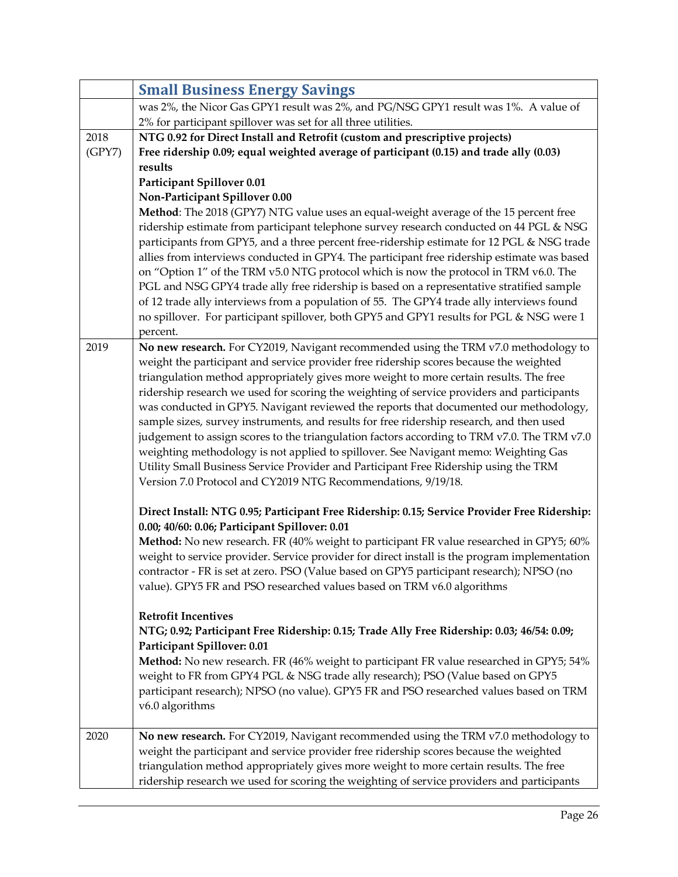| | **Small Business Energy Savings** |
|---|---|
| | was 2%, the Nicor Gas GPY1 result was 2%, and PG/NSG GPY1 result was 1%. A value of 2% for participant spillover was set for all three utilities. |
| 2018 (GPY7) | **NTG 0.92 for Direct Install and Retrofit (custom and prescriptive projects)**<br>**Free ridership 0.09; equal weighted average of participant (0.15) and trade ally (0.03) results**<br>**Participant Spillover 0.01**<br>**Non-Participant Spillover 0.00**<br>**Method**: The 2018 (GPY7) NTG value uses an equal-weight average of the 15 percent free ridership estimate from participant telephone survey research conducted on 44 PGL & NSG participants from GPY5, and a three percent free-ridership estimate for 12 PGL & NSG trade allies from interviews conducted in GPY4. The participant free ridership estimate was based on "Option 1" of the TRM v5.0 NTG protocol which is now the protocol in TRM v6.0. The PGL and NSG GPY4 trade ally free ridership is based on a representative stratified sample of 12 trade ally interviews from a population of 55. The GPY4 trade ally interviews found no spillover. For participant spillover, both GPY5 and GPY1 results for PGL & NSG were 1 percent. |
| 2019 | **No new research.** For CY2019, Navigant recommended using the TRM v7.0 methodology to weight the participant and service provider free ridership scores because the weighted triangulation method appropriately gives more weight to more certain results. The free ridership research we used for scoring the weighting of service providers and participants was conducted in GPY5. Navigant reviewed the reports that documented our methodology, sample sizes, survey instruments, and results for free ridership research, and then used judgement to assign scores to the triangulation factors according to TRM v7.0. The TRM v7.0 weighting methodology is not applied to spillover. See Navigant memo: Weighting Gas Utility Small Business Service Provider and Participant Free Ridership using the TRM Version 7.0 Protocol and CY2019 NTG Recommendations, 9/19/18.<br><br>**Direct Install: NTG 0.95; Participant Free Ridership: 0.15; Service Provider Free Ridership: 0.00; 40/60: 0.06; Participant Spillover: 0.01**<br>**Method:** No new research. FR (40% weight to participant FR value researched in GPY5; 60% weight to service provider. Service provider for direct install is the program implementation contractor - FR is set at zero. PSO (Value based on GPY5 participant research); NPSO (no value). GPY5 FR and PSO researched values based on TRM v6.0 algorithms<br><br>**Retrofit Incentives**<br>**NTG; 0.92; Participant Free Ridership: 0.15; Trade Ally Free Ridership: 0.03; 46/54: 0.09; Participant Spillover: 0.01**<br>**Method:** No new research. FR (46% weight to participant FR value researched in GPY5; 54% weight to FR from GPY4 PGL & NSG trade ally research); PSO (Value based on GPY5 participant research); NPSO (no value). GPY5 FR and PSO researched values based on TRM v6.0 algorithms |
| 2020 | **No new research.** For CY2019, Navigant recommended using the TRM v7.0 methodology to weight the participant and service provider free ridership scores because the weighted triangulation method appropriately gives more weight to more certain results. The free ridership research we used for scoring the weighting of service providers and participants |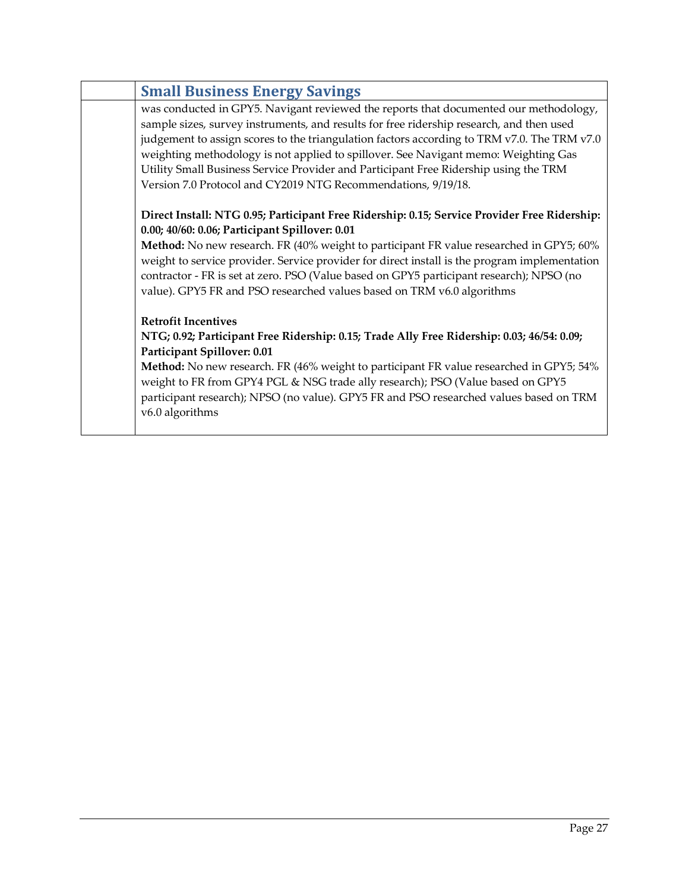| | Small Business Energy Savings |
|---|---|
| | was conducted in GPY5. Navigant reviewed the reports that documented our methodology, sample sizes, survey instruments, and results for free ridership research, and then used judgement to assign scores to the triangulation factors according to TRM v7.0. The TRM v7.0 weighting methodology is not applied to spillover. See Navigant memo: Weighting Gas Utility Small Business Service Provider and Participant Free Ridership using the TRM Version 7.0 Protocol and CY2019 NTG Recommendations, 9/19/18.<br><br>**Direct Install: NTG 0.95; Participant Free Ridership: 0.15; Service Provider Free Ridership: 0.00; 40/60: 0.06; Participant Spillover: 0.01**<br>**Method:** No new research. FR (40% weight to participant FR value researched in GPY5; 60% weight to service provider. Service provider for direct install is the program implementation contractor - FR is set at zero. PSO (Value based on GPY5 participant research); NPSO (no value). GPY5 FR and PSO researched values based on TRM v6.0 algorithms<br><br>**Retrofit Incentives**<br>**NTG; 0.92; Participant Free Ridership: 0.15; Trade Ally Free Ridership: 0.03; 46/54: 0.09; Participant Spillover: 0.01**<br>**Method:** No new research. FR (46% weight to participant FR value researched in GPY5; 54% weight to FR from GPY4 PGL & NSG trade ally research); PSO (Value based on GPY5 participant research); NPSO (no value). GPY5 FR and PSO researched values based on TRM v6.0 algorithms |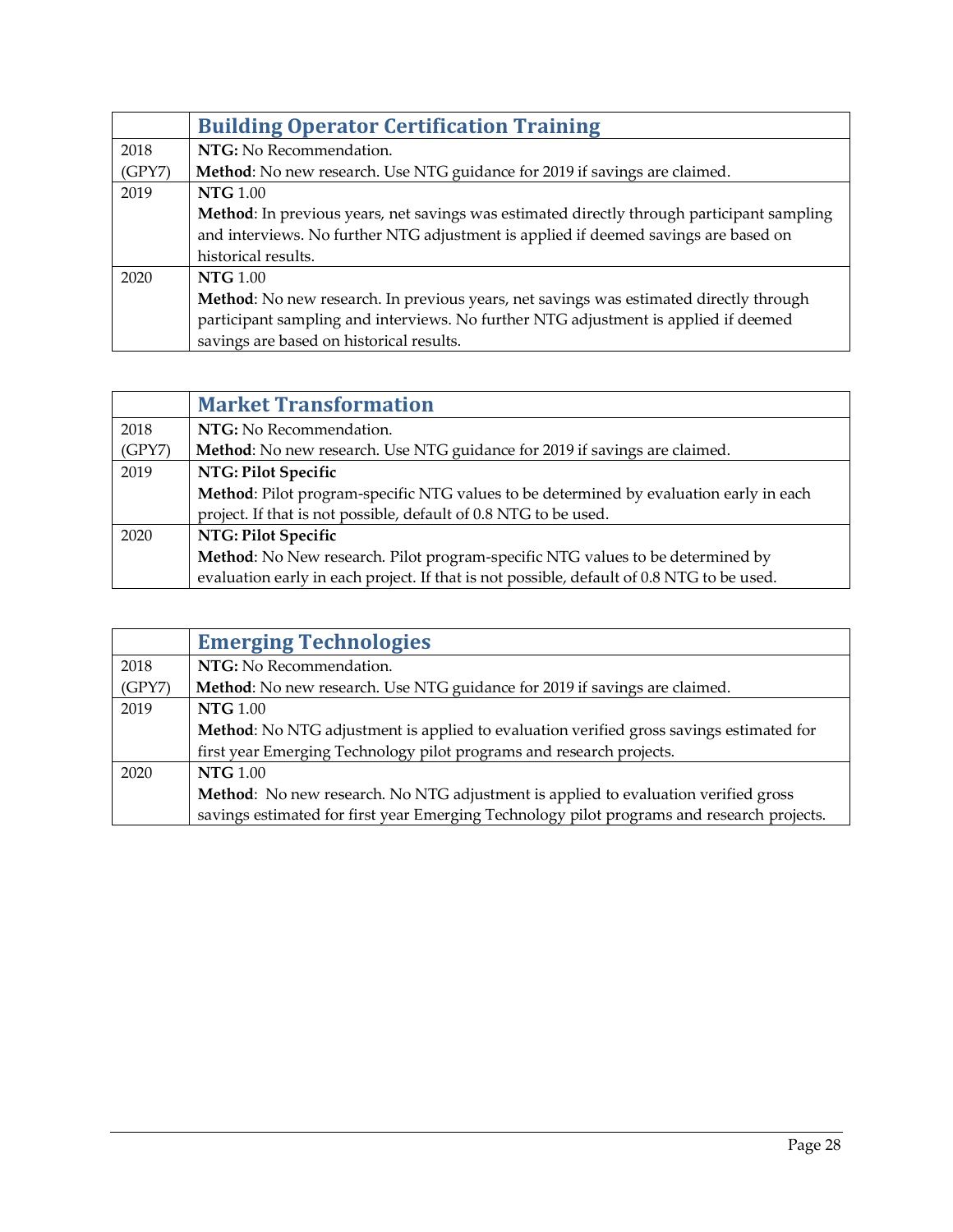| | Building Operator Certification Training |
|---|---|
| 2018 (GPY7) | **NTG:** No Recommendation. **Method**: No new research. Use NTG guidance for 2019 if savings are claimed. |
| 2019 | **NTG** 1.00 **Method**: In previous years, net savings was estimated directly through participant sampling and interviews. No further NTG adjustment is applied if deemed savings are based on historical results. |
| 2020 | **NTG** 1.00 **Method**: No new research. In previous years, net savings was estimated directly through participant sampling and interviews. No further NTG adjustment is applied if deemed savings are based on historical results. |

| | Market Transformation |
|---|---|
| 2018 (GPY7) | **NTG:** No Recommendation. **Method**: No new research. Use NTG guidance for 2019 if savings are claimed. |
| 2019 | **NTG: Pilot Specific** **Method**: Pilot program-specific NTG values to be determined by evaluation early in each project. If that is not possible, default of 0.8 NTG to be used. |
| 2020 | **NTG: Pilot Specific** **Method**: No New research. Pilot program-specific NTG values to be determined by evaluation early in each project. If that is not possible, default of 0.8 NTG to be used. |

| | Emerging Technologies |
|---|---|
| 2018 (GPY7) | **NTG:** No Recommendation. **Method**: No new research. Use NTG guidance for 2019 if savings are claimed. |
| 2019 | **NTG** 1.00 **Method**: No NTG adjustment is applied to evaluation verified gross savings estimated for first year Emerging Technology pilot programs and research projects. |
| 2020 | **NTG** 1.00 **Method**: No new research. No NTG adjustment is applied to evaluation verified gross savings estimated for first year Emerging Technology pilot programs and research projects. |